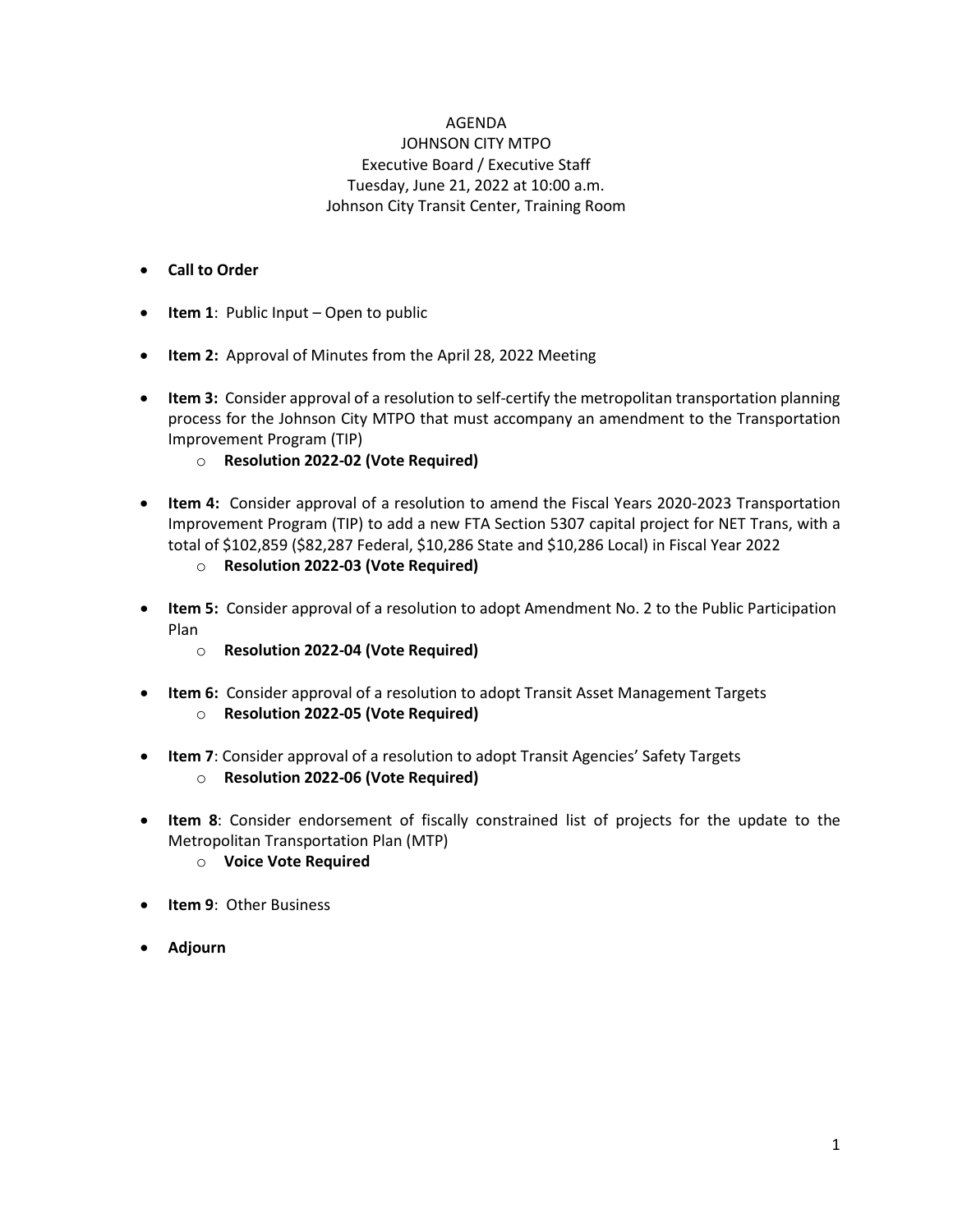AGENDA
JOHNSON CITY MTPO
Executive Board / Executive Staff
Tuesday, June 21, 2022 at 10:00 a.m.
Johnson City Transit Center, Training Room

- **Call to Order**
- **Item 1**: Public Input – Open to public
- **Item 2:** Approval of Minutes from the April 28, 2022 Meeting
- **Item 3:** Consider approval of a resolution to self-certify the metropolitan transportation planning process for the Johnson City MTPO that must accompany an amendment to the Transportation Improvement Program (TIP)
    - **Resolution 2022-02 (Vote Required)**
- **Item 4:** Consider approval of a resolution to amend the Fiscal Years 2020-2023 Transportation Improvement Program (TIP) to add a new FTA Section 5307 capital project for NET Trans, with a total of $102,859 ($82,287 Federal, $10,286 State and $10,286 Local) in Fiscal Year 2022
    - **Resolution 2022-03 (Vote Required)**
- **Item 5:** Consider approval of a resolution to adopt Amendment No. 2 to the Public Participation Plan
    - **Resolution 2022-04 (Vote Required)**
- **Item 6:** Consider approval of a resolution to adopt Transit Asset Management Targets
    - **Resolution 2022-05 (Vote Required)**
- **Item 7**: Consider approval of a resolution to adopt Transit Agencies' Safety Targets
    - **Resolution 2022-06 (Vote Required)**
- **Item 8**: Consider endorsement of fiscally constrained list of projects for the update to the Metropolitan Transportation Plan (MTP)
    - **Voice Vote Required**
- **Item 9**: Other Business
- **Adjourn**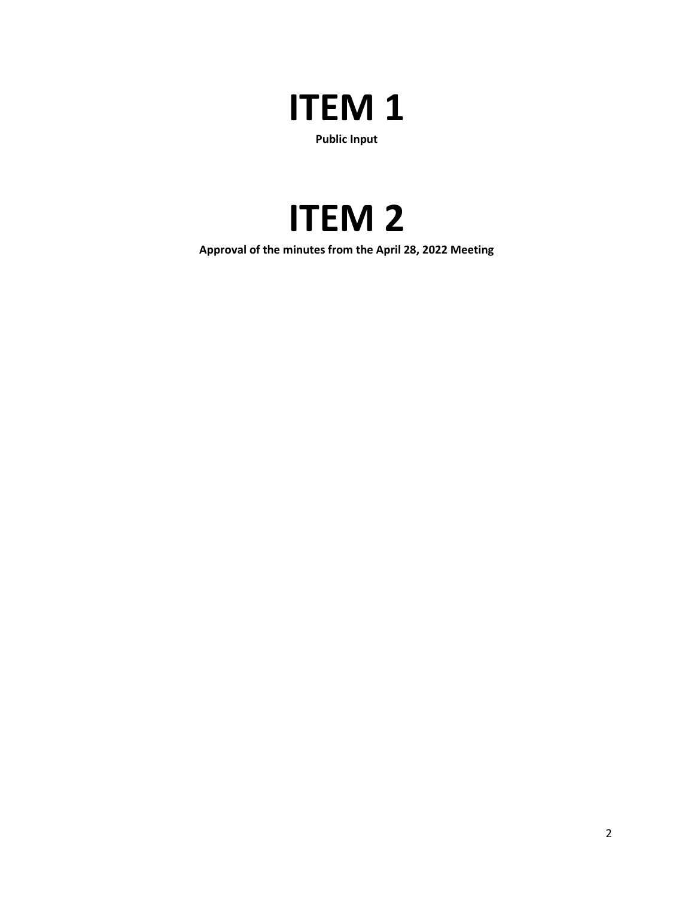# ITEM 1

**Public Input**

# ITEM 2

**Approval of the minutes from the April 28, 2022 Meeting**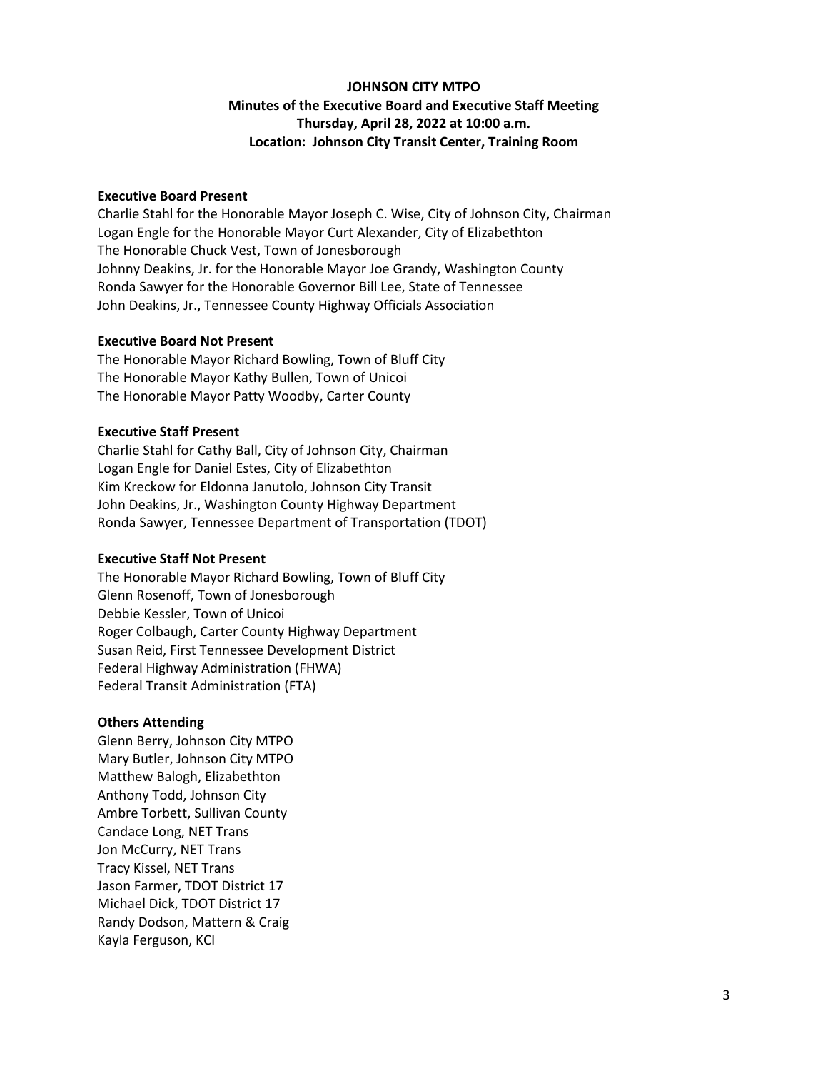# JOHNSON CITY MTPO

## Minutes of the Executive Board and Executive Staff Meeting

## Thursday, April 28, 2022 at 10:00 a.m.

## Location: Johnson City Transit Center, Training Room

**Executive Board Present**

Charlie Stahl for the Honorable Mayor Joseph C. Wise, City of Johnson City, Chairman
Logan Engle for the Honorable Mayor Curt Alexander, City of Elizabethton
The Honorable Chuck Vest, Town of Jonesborough
Johnny Deakins, Jr. for the Honorable Mayor Joe Grandy, Washington County
Ronda Sawyer for the Honorable Governor Bill Lee, State of Tennessee
John Deakins, Jr., Tennessee County Highway Officials Association

**Executive Board Not Present**

The Honorable Mayor Richard Bowling, Town of Bluff City
The Honorable Mayor Kathy Bullen, Town of Unicoi
The Honorable Mayor Patty Woodby, Carter County

**Executive Staff Present**

Charlie Stahl for Cathy Ball, City of Johnson City, Chairman
Logan Engle for Daniel Estes, City of Elizabethton
Kim Kreckow for Eldonna Janutolo, Johnson City Transit
John Deakins, Jr., Washington County Highway Department
Ronda Sawyer, Tennessee Department of Transportation (TDOT)

**Executive Staff Not Present**

The Honorable Mayor Richard Bowling, Town of Bluff City
Glenn Rosenoff, Town of Jonesborough
Debbie Kessler, Town of Unicoi
Roger Colbaugh, Carter County Highway Department
Susan Reid, First Tennessee Development District
Federal Highway Administration (FHWA)
Federal Transit Administration (FTA)

**Others Attending**

Glenn Berry, Johnson City MTPO
Mary Butler, Johnson City MTPO
Matthew Balogh, Elizabethton
Anthony Todd, Johnson City
Ambre Torbett, Sullivan County
Candace Long, NET Trans
Jon McCurry, NET Trans
Tracy Kissel, NET Trans
Jason Farmer, TDOT District 17
Michael Dick, TDOT District 17
Randy Dodson, Mattern & Craig
Kayla Ferguson, KCI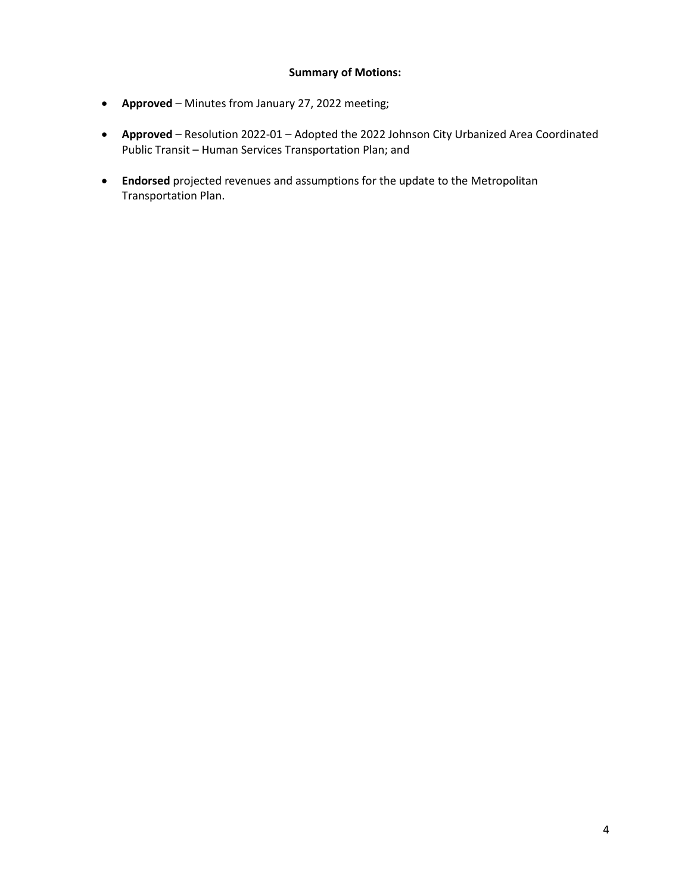**Summary of Motions:**

- **Approved** – Minutes from January 27, 2022 meeting;
- **Approved** – Resolution 2022-01 – Adopted the 2022 Johnson City Urbanized Area Coordinated Public Transit – Human Services Transportation Plan; and
- **Endorsed** projected revenues and assumptions for the update to the Metropolitan Transportation Plan.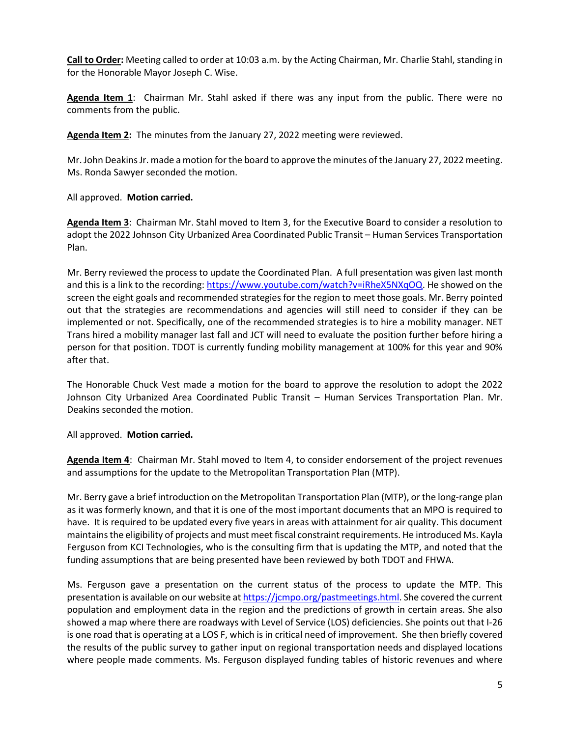**Call to Order:** Meeting called to order at 10:03 a.m. by the Acting Chairman, Mr. Charlie Stahl, standing in for the Honorable Mayor Joseph C. Wise.

**Agenda Item 1**: Chairman Mr. Stahl asked if there was any input from the public. There were no comments from the public.

**Agenda Item 2:** The minutes from the January 27, 2022 meeting were reviewed.

Mr. John Deakins Jr. made a motion for the board to approve the minutes of the January 27, 2022 meeting. Ms. Ronda Sawyer seconded the motion.

All approved. **Motion carried.**

**Agenda Item 3**: Chairman Mr. Stahl moved to Item 3, for the Executive Board to consider a resolution to adopt the 2022 Johnson City Urbanized Area Coordinated Public Transit – Human Services Transportation Plan.

Mr. Berry reviewed the process to update the Coordinated Plan. A full presentation was given last month and this is a link to the recording: https://www.youtube.com/watch?v=iRheX5NXqOQ. He showed on the screen the eight goals and recommended strategies for the region to meet those goals. Mr. Berry pointed out that the strategies are recommendations and agencies will still need to consider if they can be implemented or not. Specifically, one of the recommended strategies is to hire a mobility manager. NET Trans hired a mobility manager last fall and JCT will need to evaluate the position further before hiring a person for that position. TDOT is currently funding mobility management at 100% for this year and 90% after that.

The Honorable Chuck Vest made a motion for the board to approve the resolution to adopt the 2022 Johnson City Urbanized Area Coordinated Public Transit – Human Services Transportation Plan. Mr. Deakins seconded the motion.

All approved. **Motion carried.**

**Agenda Item 4**: Chairman Mr. Stahl moved to Item 4, to consider endorsement of the project revenues and assumptions for the update to the Metropolitan Transportation Plan (MTP).

Mr. Berry gave a brief introduction on the Metropolitan Transportation Plan (MTP), or the long-range plan as it was formerly known, and that it is one of the most important documents that an MPO is required to have. It is required to be updated every five years in areas with attainment for air quality. This document maintains the eligibility of projects and must meet fiscal constraint requirements. He introduced Ms. Kayla Ferguson from KCI Technologies, who is the consulting firm that is updating the MTP, and noted that the funding assumptions that are being presented have been reviewed by both TDOT and FHWA.

Ms. Ferguson gave a presentation on the current status of the process to update the MTP. This presentation is available on our website at https://jcmpo.org/pastmeetings.html. She covered the current population and employment data in the region and the predictions of growth in certain areas. She also showed a map where there are roadways with Level of Service (LOS) deficiencies. She points out that I-26 is one road that is operating at a LOS F, which is in critical need of improvement. She then briefly covered the results of the public survey to gather input on regional transportation needs and displayed locations where people made comments. Ms. Ferguson displayed funding tables of historic revenues and where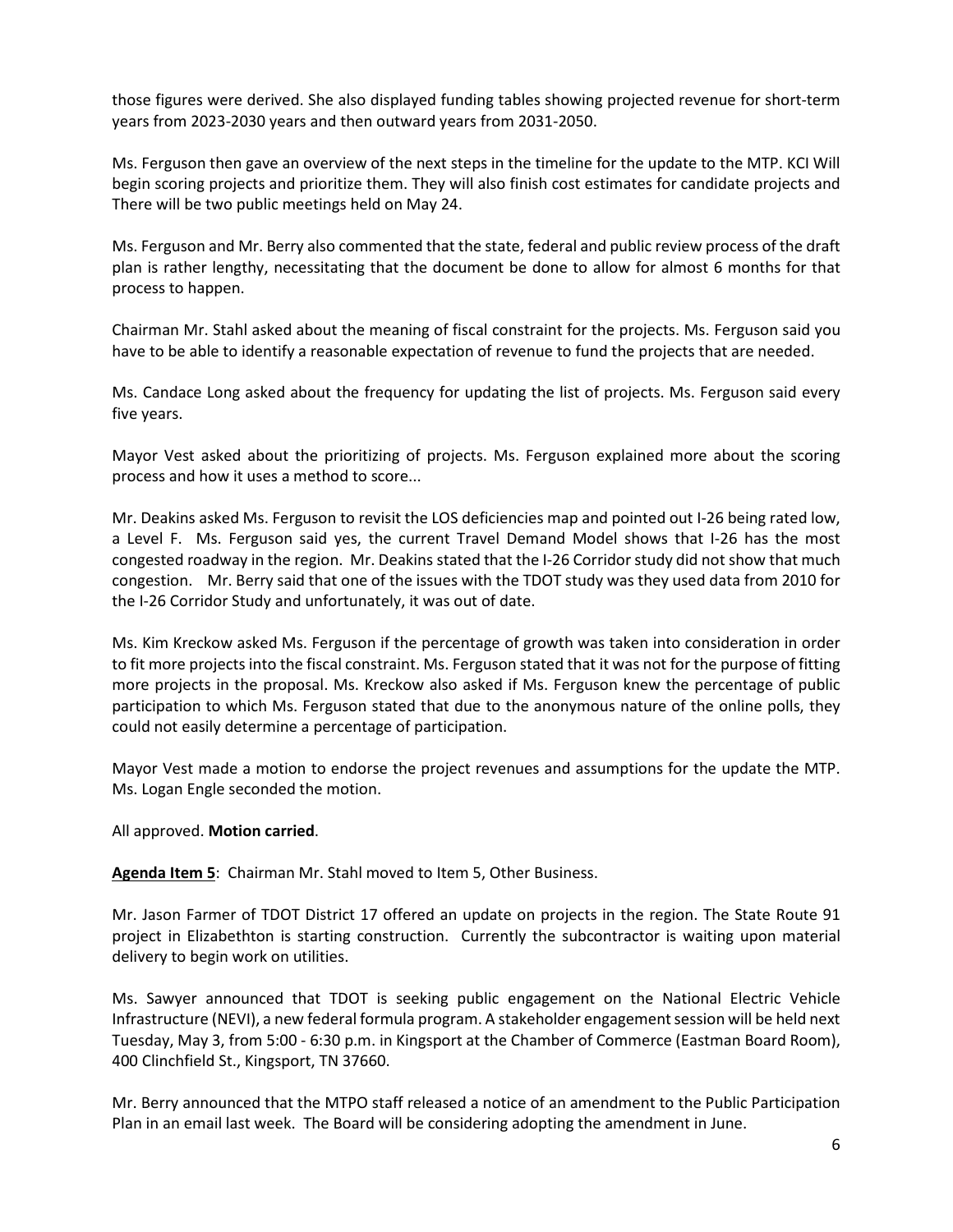those figures were derived. She also displayed funding tables showing projected revenue for short-term years from 2023-2030 years and then outward years from 2031-2050.

Ms. Ferguson then gave an overview of the next steps in the timeline for the update to the MTP. KCI Will begin scoring projects and prioritize them. They will also finish cost estimates for candidate projects and There will be two public meetings held on May 24.

Ms. Ferguson and Mr. Berry also commented that the state, federal and public review process of the draft plan is rather lengthy, necessitating that the document be done to allow for almost 6 months for that process to happen.

Chairman Mr. Stahl asked about the meaning of fiscal constraint for the projects. Ms. Ferguson said you have to be able to identify a reasonable expectation of revenue to fund the projects that are needed.

Ms. Candace Long asked about the frequency for updating the list of projects. Ms. Ferguson said every five years.

Mayor Vest asked about the prioritizing of projects. Ms. Ferguson explained more about the scoring process and how it uses a method to score...

Mr. Deakins asked Ms. Ferguson to revisit the LOS deficiencies map and pointed out I-26 being rated low, a Level F. Ms. Ferguson said yes, the current Travel Demand Model shows that I-26 has the most congested roadway in the region. Mr. Deakins stated that the I-26 Corridor study did not show that much congestion. Mr. Berry said that one of the issues with the TDOT study was they used data from 2010 for the I-26 Corridor Study and unfortunately, it was out of date.

Ms. Kim Kreckow asked Ms. Ferguson if the percentage of growth was taken into consideration in order to fit more projects into the fiscal constraint. Ms. Ferguson stated that it was not for the purpose of fitting more projects in the proposal. Ms. Kreckow also asked if Ms. Ferguson knew the percentage of public participation to which Ms. Ferguson stated that due to the anonymous nature of the online polls, they could not easily determine a percentage of participation.

Mayor Vest made a motion to endorse the project revenues and assumptions for the update the MTP. Ms. Logan Engle seconded the motion.

All approved. **Motion carried**.

**Agenda Item 5**: Chairman Mr. Stahl moved to Item 5, Other Business.

Mr. Jason Farmer of TDOT District 17 offered an update on projects in the region. The State Route 91 project in Elizabethton is starting construction. Currently the subcontractor is waiting upon material delivery to begin work on utilities.

Ms. Sawyer announced that TDOT is seeking public engagement on the National Electric Vehicle Infrastructure (NEVI), a new federal formula program. A stakeholder engagement session will be held next Tuesday, May 3, from 5:00 - 6:30 p.m. in Kingsport at the Chamber of Commerce (Eastman Board Room), 400 Clinchfield St., Kingsport, TN 37660.

Mr. Berry announced that the MTPO staff released a notice of an amendment to the Public Participation Plan in an email last week. The Board will be considering adopting the amendment in June.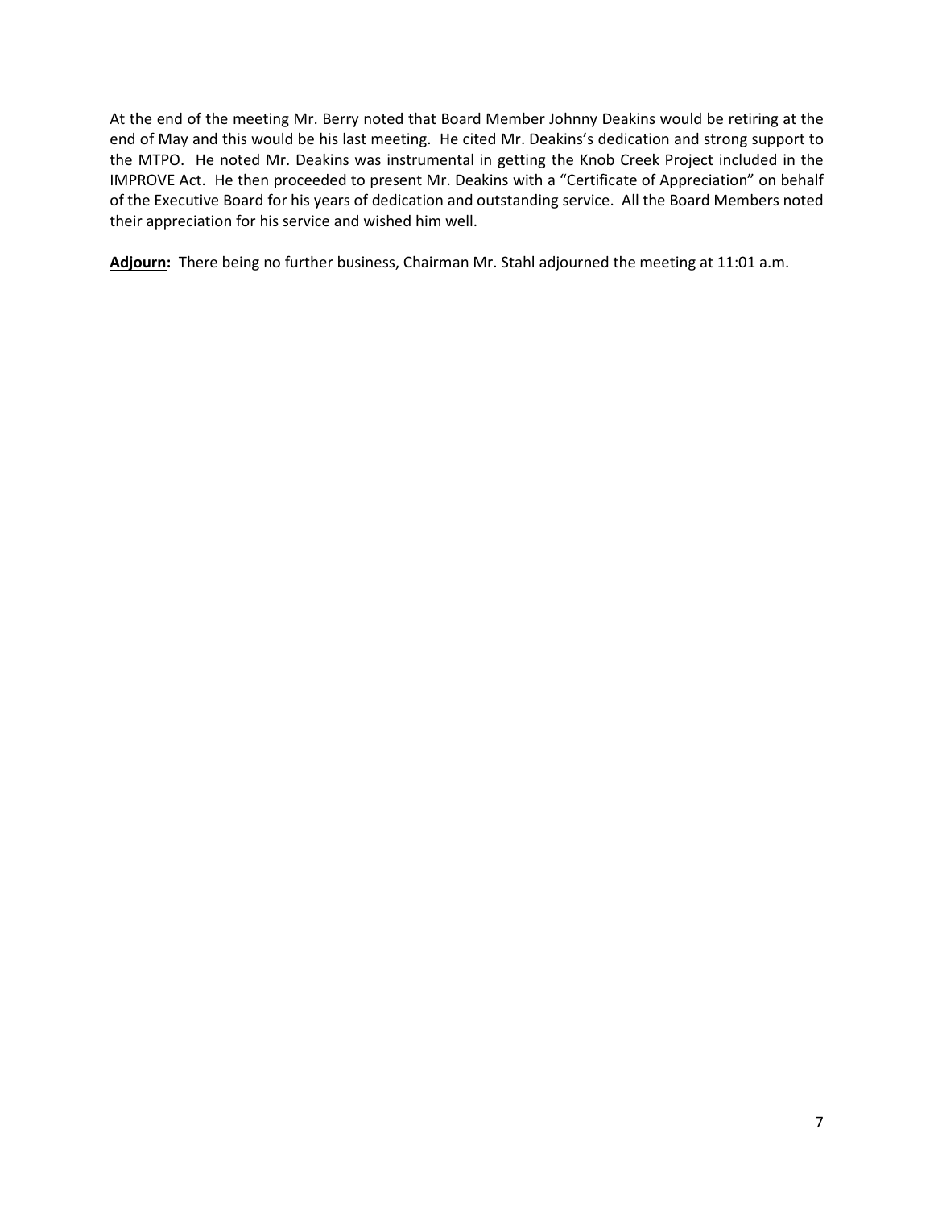At the end of the meeting Mr. Berry noted that Board Member Johnny Deakins would be retiring at the end of May and this would be his last meeting. He cited Mr. Deakins's dedication and strong support to the MTPO. He noted Mr. Deakins was instrumental in getting the Knob Creek Project included in the IMPROVE Act. He then proceeded to present Mr. Deakins with a "Certificate of Appreciation" on behalf of the Executive Board for his years of dedication and outstanding service. All the Board Members noted their appreciation for his service and wished him well.

**Adjourn:** There being no further business, Chairman Mr. Stahl adjourned the meeting at 11:01 a.m.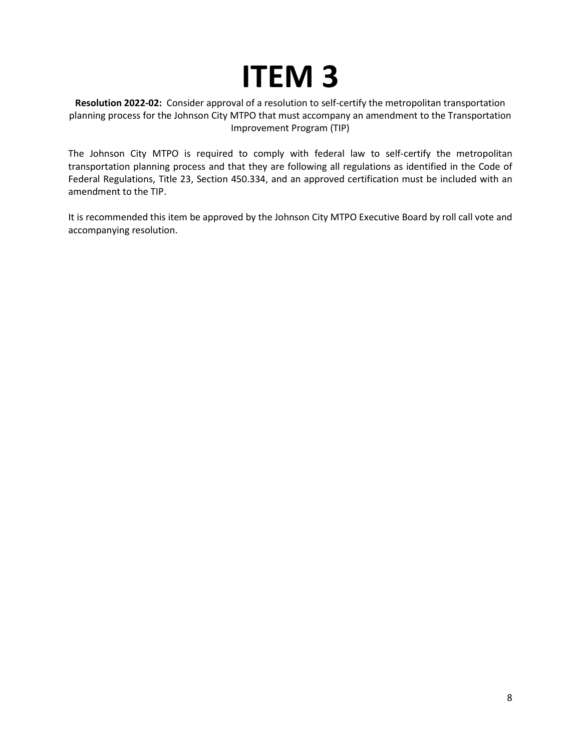# ITEM 3

**Resolution 2022-02:** Consider approval of a resolution to self-certify the metropolitan transportation planning process for the Johnson City MTPO that must accompany an amendment to the Transportation Improvement Program (TIP)

The Johnson City MTPO is required to comply with federal law to self-certify the metropolitan transportation planning process and that they are following all regulations as identified in the Code of Federal Regulations, Title 23, Section 450.334, and an approved certification must be included with an amendment to the TIP.

It is recommended this item be approved by the Johnson City MTPO Executive Board by roll call vote and accompanying resolution.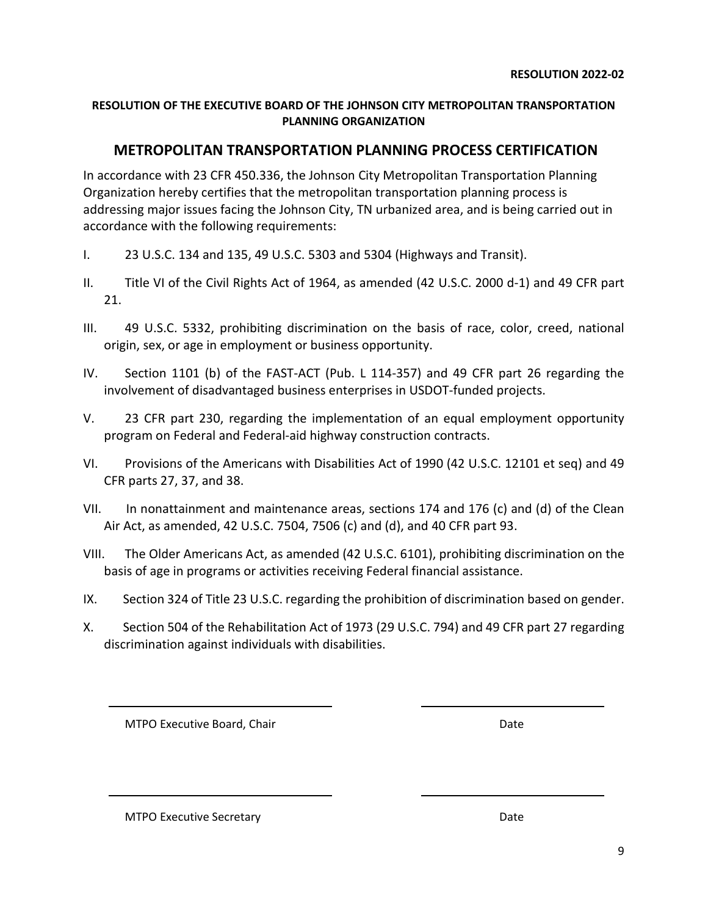**RESOLUTION 2022-02**

**RESOLUTION OF THE EXECUTIVE BOARD OF THE JOHNSON CITY METROPOLITAN TRANSPORTATION PLANNING ORGANIZATION**

## METROPOLITAN TRANSPORTATION PLANNING PROCESS CERTIFICATION

In accordance with 23 CFR 450.336, the Johnson City Metropolitan Transportation Planning Organization hereby certifies that the metropolitan transportation planning process is addressing major issues facing the Johnson City, TN urbanized area, and is being carried out in accordance with the following requirements:

I. 23 U.S.C. 134 and 135, 49 U.S.C. 5303 and 5304 (Highways and Transit).

II. Title VI of the Civil Rights Act of 1964, as amended (42 U.S.C. 2000 d-1) and 49 CFR part 21.

III. 49 U.S.C. 5332, prohibiting discrimination on the basis of race, color, creed, national origin, sex, or age in employment or business opportunity.

IV. Section 1101 (b) of the FAST-ACT (Pub. L 114-357) and 49 CFR part 26 regarding the involvement of disadvantaged business enterprises in USDOT-funded projects.

V. 23 CFR part 230, regarding the implementation of an equal employment opportunity program on Federal and Federal-aid highway construction contracts.

VI. Provisions of the Americans with Disabilities Act of 1990 (42 U.S.C. 12101 et seq) and 49 CFR parts 27, 37, and 38.

VII. In nonattainment and maintenance areas, sections 174 and 176 (c) and (d) of the Clean Air Act, as amended, 42 U.S.C. 7504, 7506 (c) and (d), and 40 CFR part 93.

VIII. The Older Americans Act, as amended (42 U.S.C. 6101), prohibiting discrimination on the basis of age in programs or activities receiving Federal financial assistance.

IX. Section 324 of Title 23 U.S.C. regarding the prohibition of discrimination based on gender.

X. Section 504 of the Rehabilitation Act of 1973 (29 U.S.C. 794) and 49 CFR part 27 regarding discrimination against individuals with disabilities.

\_\_\_\_\_\_\_\_\_\_\_\_\_\_\_\_\_\_\_\_\_\_\_\_\_\_\_\_\_\_ \_\_\_\_\_\_\_\_\_\_\_\_\_\_\_\_\_\_\_\_

MTPO Executive Board, Chair Date

\_\_\_\_\_\_\_\_\_\_\_\_\_\_\_\_\_\_\_\_\_\_\_\_\_\_\_\_\_\_ \_\_\_\_\_\_\_\_\_\_\_\_\_\_\_\_\_\_\_\_

MTPO Executive Secretary Date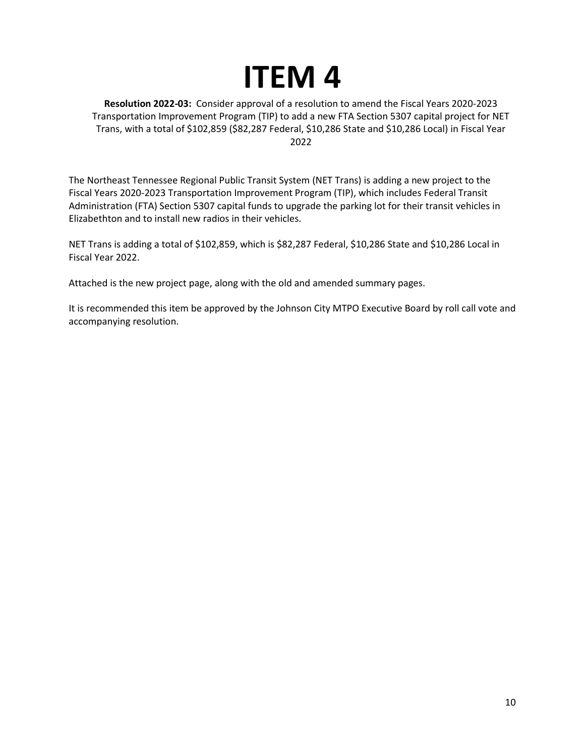# ITEM 4

**Resolution 2022-03:** Consider approval of a resolution to amend the Fiscal Years 2020-2023 Transportation Improvement Program (TIP) to add a new FTA Section 5307 capital project for NET Trans, with a total of $102,859 ($82,287 Federal, $10,286 State and $10,286 Local) in Fiscal Year 2022

The Northeast Tennessee Regional Public Transit System (NET Trans) is adding a new project to the Fiscal Years 2020-2023 Transportation Improvement Program (TIP), which includes Federal Transit Administration (FTA) Section 5307 capital funds to upgrade the parking lot for their transit vehicles in Elizabethton and to install new radios in their vehicles.

NET Trans is adding a total of $102,859, which is $82,287 Federal, $10,286 State and $10,286 Local in Fiscal Year 2022.

Attached is the new project page, along with the old and amended summary pages.

It is recommended this item be approved by the Johnson City MTPO Executive Board by roll call vote and accompanying resolution.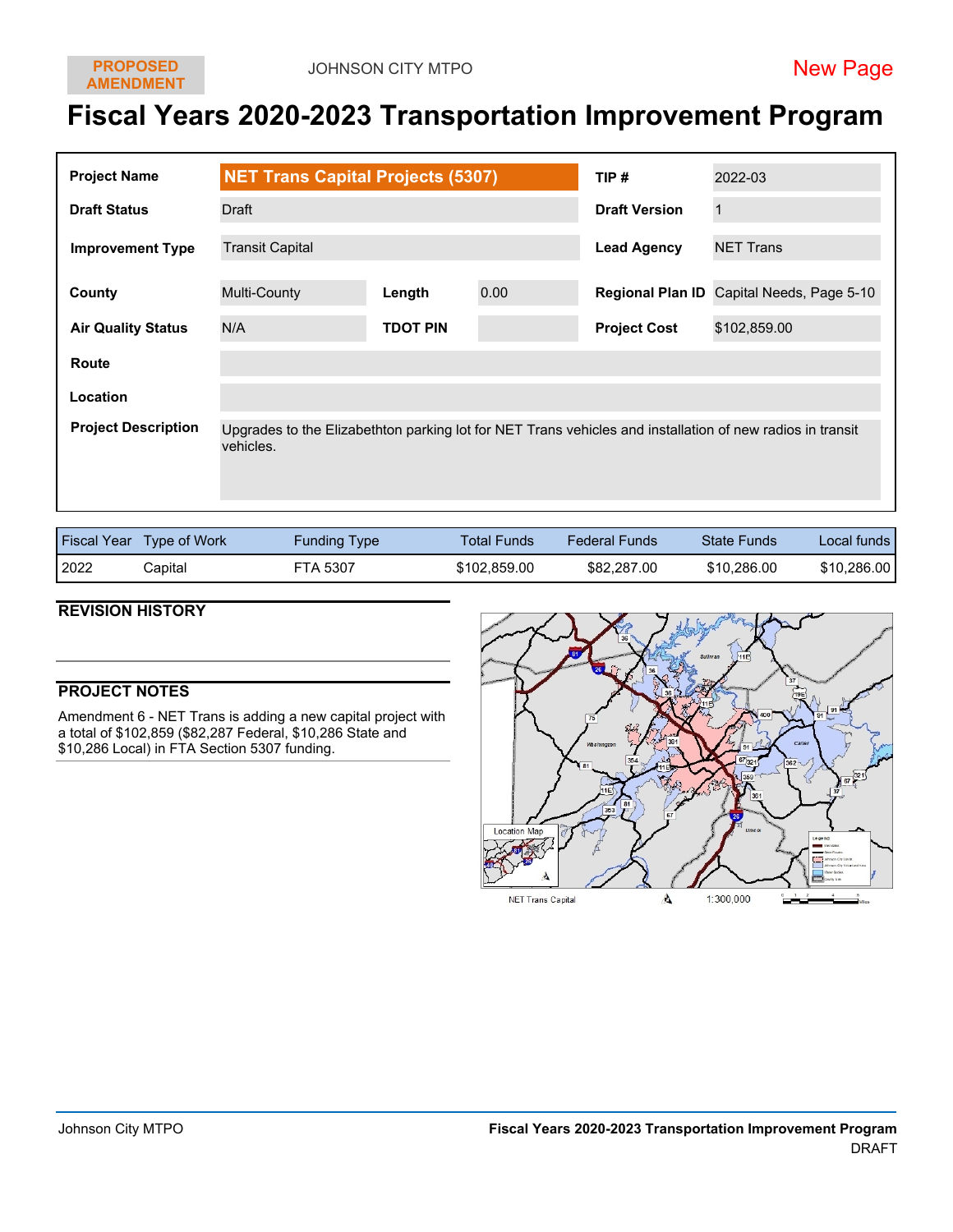PROPOSED AMENDMENT

JOHNSON CITY MTPO

New Page

# Fiscal Years 2020-2023 Transportation Improvement Program

| | | | | | |
|---|---|---|---|---|---|
| **Project Name** | **NET Trans Capital Projects (5307)** | | | **TIP #** | 2022-03 |
| **Draft Status** | Draft | | | **Draft Version** | 1 |
| **Improvement Type** | Transit Capital | | | **Lead Agency** | NET Trans |
| **County** | Multi-County | **Length** | 0.00 | **Regional Plan ID** | Capital Needs, Page 5-10 |
| **Air Quality Status** | N/A | **TDOT PIN** | | **Project Cost** | $102,859.00 |
| **Route** | | | | | |
| **Location** | | | | | |
| **Project Description** | Upgrades to the Elizabethton parking lot for NET Trans vehicles and installation of new radios in transit vehicles. | | | | |

| Fiscal Year | Type of Work | Funding Type | Total Funds | Federal Funds | State Funds | Local funds |
|---|---|---|---|---|---|---|
| 2022 | Capital | FTA 5307 | $102,859.00 | $82,287.00 | $10,286.00 | $10,286.00 |

## REVISION HISTORY

## PROJECT NOTES

Amendment 6 - NET Trans is adding a new capital project with a total of $102,859 ($82,287 Federal, $10,286 State and $10,286 Local) in FTA Section 5307 funding.

NET Trans Capital 1:300,000

DRAFT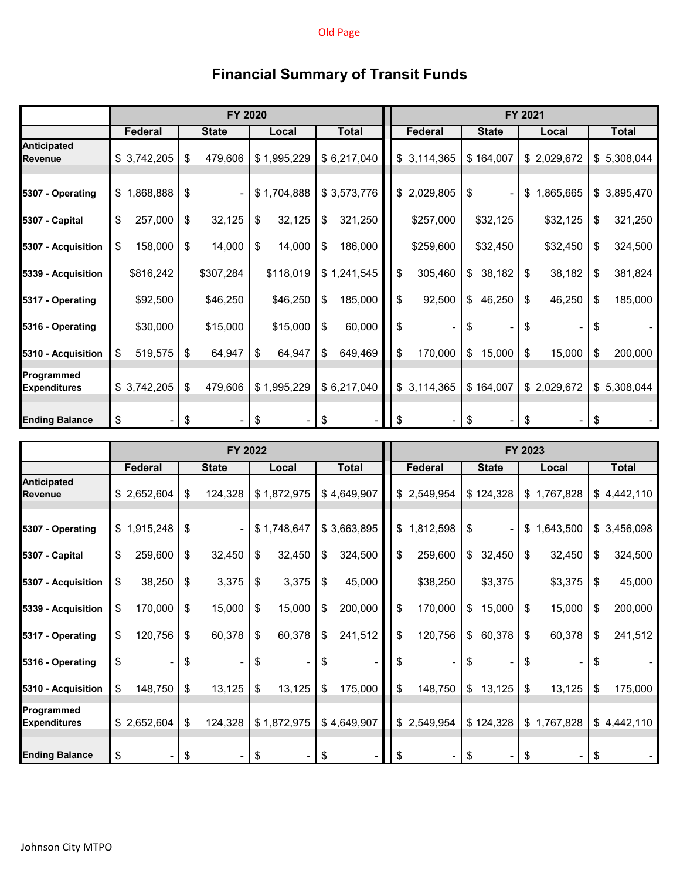Old Page

# Financial Summary of Transit Funds

| | FY 2020 | | | | FY 2021 | | | |
|---|---|---|---|---|---|---|---|---|
| | Federal | State | Local | Total | Federal | State | Local | Total |
| Anticipated Revenue | $ 3,742,205 | $ 479,606 | $ 1,995,229 | $ 6,217,040 | $ 3,114,365 | $ 164,007 | $ 2,029,672 | $ 5,308,044 |
| 5307 - Operating | $ 1,868,888 | $ - | $ 1,704,888 | $ 3,573,776 | $ 2,029,805 | $ - | $ 1,865,665 | $ 3,895,470 |
| 5307 - Capital | $ 257,000 | $ 32,125 | $ 32,125 | $ 321,250 | $257,000 | $32,125 | $32,125 | $ 321,250 |
| 5307 - Acquisition | $ 158,000 | $ 14,000 | $ 14,000 | $ 186,000 | $259,600 | $32,450 | $32,450 | $ 324,500 |
| 5339 - Acquisition | $816,242 | $307,284 | $118,019 | $ 1,241,545 | $ 305,460 | $ 38,182 | $ 38,182 | $ 381,824 |
| 5317 - Operating | $92,500 | $46,250 | $46,250 | $ 185,000 | $ 92,500 | $ 46,250 | $ 46,250 | $ 185,000 |
| 5316 - Operating | $30,000 | $15,000 | $15,000 | $ 60,000 | $ - | $ - | $ - | $ - |
| 5310 - Acquisition | $ 519,575 | $ 64,947 | $ 64,947 | $ 649,469 | $ 170,000 | $ 15,000 | $ 15,000 | $ 200,000 |
| Programmed Expenditures | $ 3,742,205 | $ 479,606 | $ 1,995,229 | $ 6,217,040 | $ 3,114,365 | $ 164,007 | $ 2,029,672 | $ 5,308,044 |
| Ending Balance | $ - | $ - | $ - | $ - | $ - | $ - | $ - | $ - |

| | FY 2022 | | | | FY 2023 | | | |
|---|---|---|---|---|---|---|---|---|
| | Federal | State | Local | Total | Federal | State | Local | Total |
| Anticipated Revenue | $ 2,652,604 | $ 124,328 | $ 1,872,975 | $ 4,649,907 | $ 2,549,954 | $ 124,328 | $ 1,767,828 | $ 4,442,110 |
| 5307 - Operating | $ 1,915,248 | $ - | $ 1,748,647 | $ 3,663,895 | $ 1,812,598 | $ - | $ 1,643,500 | $ 3,456,098 |
| 5307 - Capital | $ 259,600 | $ 32,450 | $ 32,450 | $ 324,500 | $ 259,600 | $ 32,450 | $ 32,450 | $ 324,500 |
| 5307 - Acquisition | $ 38,250 | $ 3,375 | $ 3,375 | $ 45,000 | $38,250 | $3,375 | $3,375 | $ 45,000 |
| 5339 - Acquisition | $ 170,000 | $ 15,000 | $ 15,000 | $ 200,000 | $ 170,000 | $ 15,000 | $ 15,000 | $ 200,000 |
| 5317 - Operating | $ 120,756 | $ 60,378 | $ 60,378 | $ 241,512 | $ 120,756 | $ 60,378 | $ 60,378 | $ 241,512 |
| 5316 - Operating | $ - | $ - | $ - | $ - | $ - | $ - | $ - | $ - |
| 5310 - Acquisition | $ 148,750 | $ 13,125 | $ 13,125 | $ 175,000 | $ 148,750 | $ 13,125 | $ 13,125 | $ 175,000 |
| Programmed Expenditures | $ 2,652,604 | $ 124,328 | $ 1,872,975 | $ 4,649,907 | $ 2,549,954 | $ 124,328 | $ 1,767,828 | $ 4,442,110 |
| Ending Balance | $ - | $ - | $ - | $ - | $ - | $ - | $ - | $ - |

Johnson City MTPO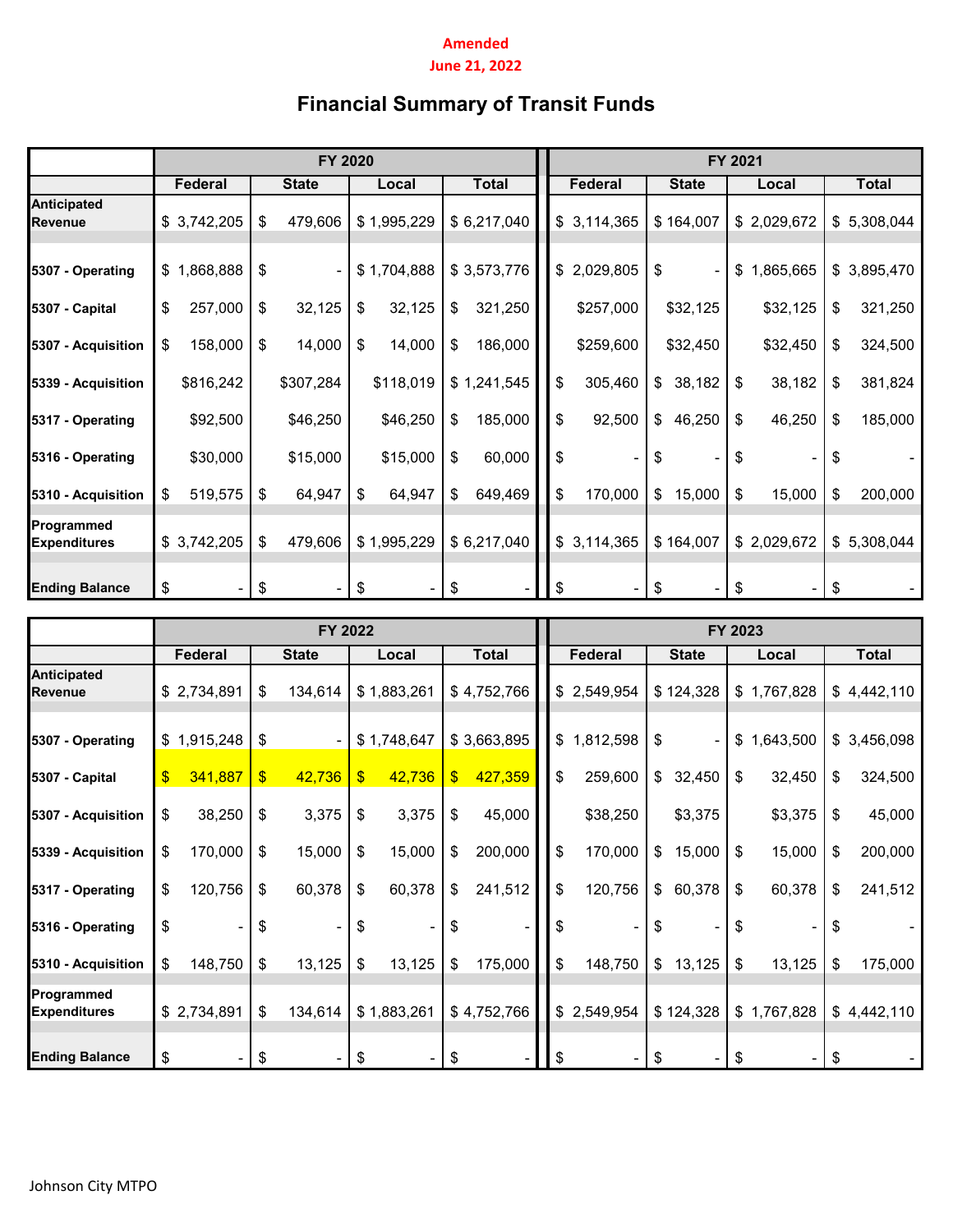**Amended**
**June 21, 2022**

# Financial Summary of Transit Funds

| | FY 2020 | | | | FY 2021 | | | |
|---|---|---|---|---|---|---|---|---|
| | Federal | State | Local | Total | Federal | State | Local | Total |
| **Anticipated Revenue** | $ 3,742,205 | $ 479,606 | $ 1,995,229 | $ 6,217,040 | $ 3,114,365 | $ 164,007 | $ 2,029,672 | $ 5,308,044 |
| **5307 - Operating** | $ 1,868,888 | $ - | $ 1,704,888 | $ 3,573,776 | $ 2,029,805 | $ - | $ 1,865,665 | $ 3,895,470 |
| **5307 - Capital** | $ 257,000 | $ 32,125 | $ 32,125 | $ 321,250 | $257,000 | $32,125 | $32,125 | $ 321,250 |
| **5307 - Acquisition** | $ 158,000 | $ 14,000 | $ 14,000 | $ 186,000 | $259,600 | $32,450 | $32,450 | $ 324,500 |
| **5339 - Acquisition** | $816,242 | $307,284 | $118,019 | $ 1,241,545 | $ 305,460 | $ 38,182 | $ 38,182 | $ 381,824 |
| **5317 - Operating** | $92,500 | $46,250 | $46,250 | $ 185,000 | $ 92,500 | $ 46,250 | $ 46,250 | $ 185,000 |
| **5316 - Operating** | $30,000 | $15,000 | $15,000 | $ 60,000 | $ - | $ - | $ - | $ - |
| **5310 - Acquisition** | $ 519,575 | $ 64,947 | $ 64,947 | $ 649,469 | $ 170,000 | $ 15,000 | $ 15,000 | $ 200,000 |
| **Programmed Expenditures** | $ 3,742,205 | $ 479,606 | $ 1,995,229 | $ 6,217,040 | $ 3,114,365 | $ 164,007 | $ 2,029,672 | $ 5,308,044 |
| **Ending Balance** | $ - | $ - | $ - | $ - | $ - | $ - | $ - | $ - |

| | FY 2022 | | | | FY 2023 | | | |
|---|---|---|---|---|---|---|---|---|
| | Federal | State | Local | Total | Federal | State | Local | Total |
| **Anticipated Revenue** | $ 2,734,891 | $ 134,614 | $ 1,883,261 | $ 4,752,766 | $ 2,549,954 | $ 124,328 | $ 1,767,828 | $ 4,442,110 |
| **5307 - Operating** | $ 1,915,248 | $ - | $ 1,748,647 | $ 3,663,895 | $ 1,812,598 | $ - | $ 1,643,500 | $ 3,456,098 |
| **5307 - Capital** | $ 341,887 | $ 42,736 | $ 42,736 | $ 427,359 | $ 259,600 | $ 32,450 | $ 32,450 | $ 324,500 |
| **5307 - Acquisition** | $ 38,250 | $ 3,375 | $ 3,375 | $ 45,000 | $38,250 | $3,375 | $3,375 | $ 45,000 |
| **5339 - Acquisition** | $ 170,000 | $ 15,000 | $ 15,000 | $ 200,000 | $ 170,000 | $ 15,000 | $ 15,000 | $ 200,000 |
| **5317 - Operating** | $ 120,756 | $ 60,378 | $ 60,378 | $ 241,512 | $ 120,756 | $ 60,378 | $ 60,378 | $ 241,512 |
| **5316 - Operating** | $ - | $ - | $ - | $ - | $ - | $ - | $ - | $ - |
| **5310 - Acquisition** | $ 148,750 | $ 13,125 | $ 13,125 | $ 175,000 | $ 148,750 | $ 13,125 | $ 13,125 | $ 175,000 |
| **Programmed Expenditures** | $ 2,734,891 | $ 134,614 | $ 1,883,261 | $ 4,752,766 | $ 2,549,954 | $ 124,328 | $ 1,767,828 | $ 4,442,110 |
| **Ending Balance** | $ - | $ - | $ - | $ - | $ - | $ - | $ - | $ - |

Johnson City MTPO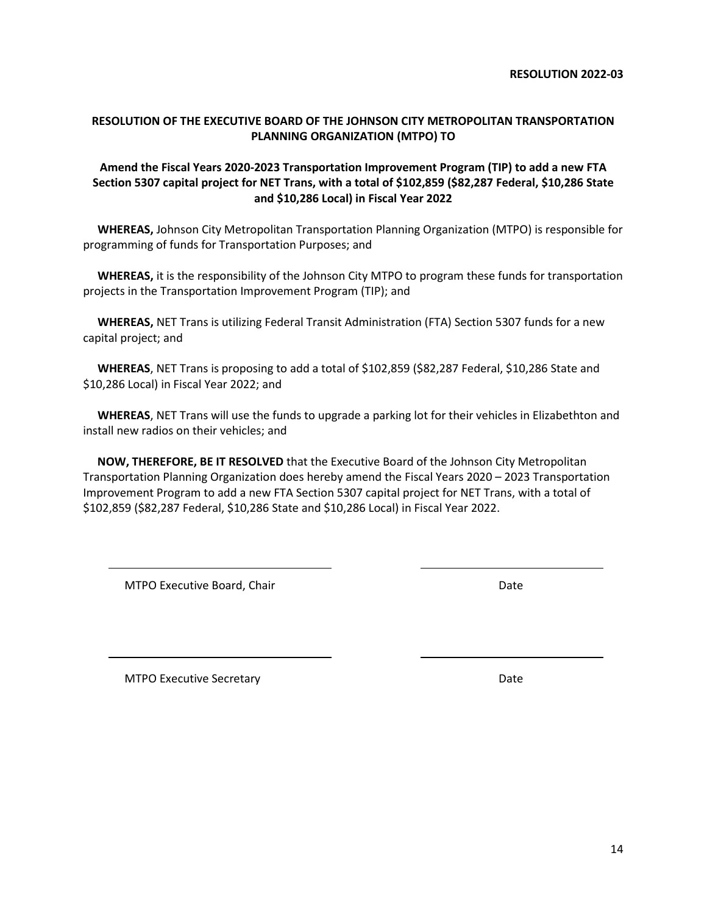**RESOLUTION 2022-03**

## RESOLUTION OF THE EXECUTIVE BOARD OF THE JOHNSON CITY METROPOLITAN TRANSPORTATION PLANNING ORGANIZATION (MTPO) TO

### Amend the Fiscal Years 2020-2023 Transportation Improvement Program (TIP) to add a new FTA Section 5307 capital project for NET Trans, with a total of $102,859 ($82,287 Federal, $10,286 State and $10,286 Local) in Fiscal Year 2022

**WHEREAS,** Johnson City Metropolitan Transportation Planning Organization (MTPO) is responsible for programming of funds for Transportation Purposes; and

**WHEREAS,** it is the responsibility of the Johnson City MTPO to program these funds for transportation projects in the Transportation Improvement Program (TIP); and

**WHEREAS,** NET Trans is utilizing Federal Transit Administration (FTA) Section 5307 funds for a new capital project; and

**WHEREAS**, NET Trans is proposing to add a total of $102,859 ($82,287 Federal, $10,286 State and $10,286 Local) in Fiscal Year 2022; and

**WHEREAS**, NET Trans will use the funds to upgrade a parking lot for their vehicles in Elizabethton and install new radios on their vehicles; and

**NOW, THEREFORE, BE IT RESOLVED** that the Executive Board of the Johnson City Metropolitan Transportation Planning Organization does hereby amend the Fiscal Years 2020 – 2023 Transportation Improvement Program to add a new FTA Section 5307 capital project for NET Trans, with a total of $102,859 ($82,287 Federal, $10,286 State and $10,286 Local) in Fiscal Year 2022.

\_\_\_\_\_\_\_\_\_\_\_\_\_\_\_\_\_\_\_\_\_\_\_\_\_\_\_\_\_\_ \_\_\_\_\_\_\_\_\_\_\_\_\_\_\_\_\_\_\_\_\_\_\_\_

MTPO Executive Board, Chair Date

\_\_\_\_\_\_\_\_\_\_\_\_\_\_\_\_\_\_\_\_\_\_\_\_\_\_\_\_\_\_ \_\_\_\_\_\_\_\_\_\_\_\_\_\_\_\_\_\_\_\_\_\_\_\_

MTPO Executive Secretary Date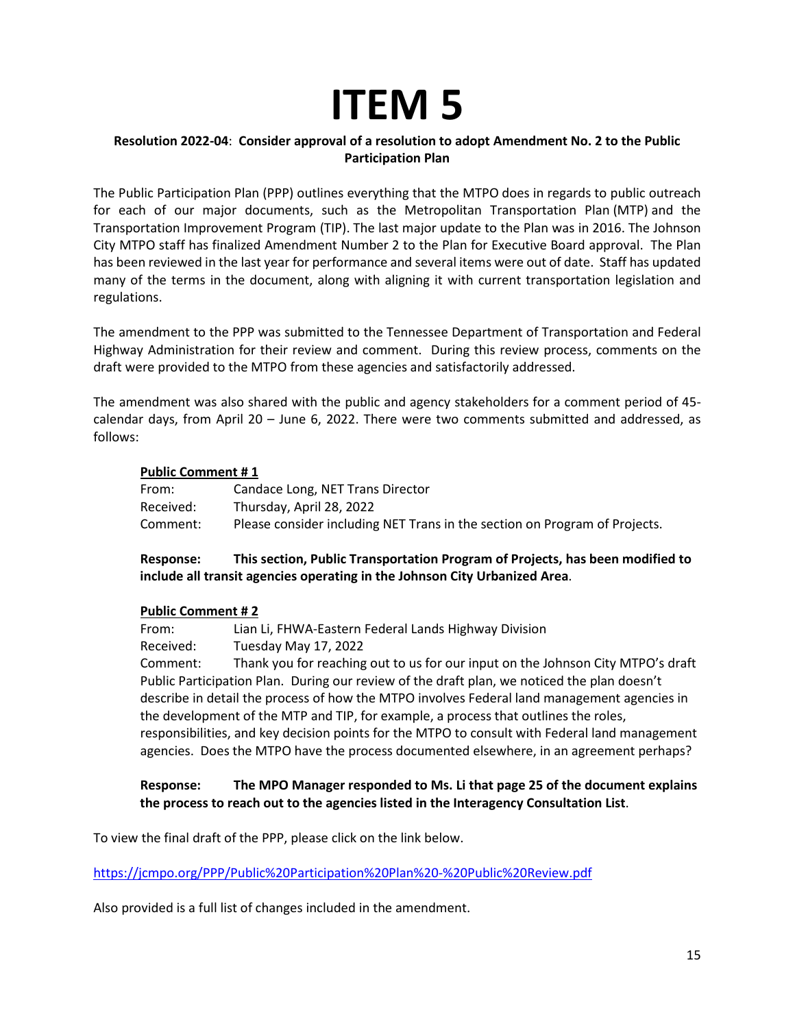# ITEM 5

**Resolution 2022-04**: **Consider approval of a resolution to adopt Amendment No. 2 to the Public Participation Plan**

The Public Participation Plan (PPP) outlines everything that the MTPO does in regards to public outreach for each of our major documents, such as the Metropolitan Transportation Plan (MTP) and the Transportation Improvement Program (TIP). The last major update to the Plan was in 2016. The Johnson City MTPO staff has finalized Amendment Number 2 to the Plan for Executive Board approval. The Plan has been reviewed in the last year for performance and several items were out of date. Staff has updated many of the terms in the document, along with aligning it with current transportation legislation and regulations.

The amendment to the PPP was submitted to the Tennessee Department of Transportation and Federal Highway Administration for their review and comment. During this review process, comments on the draft were provided to the MTPO from these agencies and satisfactorily addressed.

The amendment was also shared with the public and agency stakeholders for a comment period of 45-calendar days, from April 20 – June 6, 2022. There were two comments submitted and addressed, as follows:

**Public Comment # 1**

From: Candace Long, NET Trans Director
Received: Thursday, April 28, 2022
Comment: Please consider including NET Trans in the section on Program of Projects.

**Response: This section, Public Transportation Program of Projects, has been modified to include all transit agencies operating in the Johnson City Urbanized Area**.

**Public Comment # 2**

From: Lian Li, FHWA-Eastern Federal Lands Highway Division
Received: Tuesday May 17, 2022
Comment: Thank you for reaching out to us for our input on the Johnson City MTPO's draft Public Participation Plan. During our review of the draft plan, we noticed the plan doesn't describe in detail the process of how the MTPO involves Federal land management agencies in the development of the MTP and TIP, for example, a process that outlines the roles, responsibilities, and key decision points for the MTPO to consult with Federal land management agencies. Does the MTPO have the process documented elsewhere, in an agreement perhaps?

**Response: The MPO Manager responded to Ms. Li that page 25 of the document explains the process to reach out to the agencies listed in the Interagency Consultation List**.

To view the final draft of the PPP, please click on the link below.

https://jcmpo.org/PPP/Public%20Participation%20Plan%20-%20Public%20Review.pdf

Also provided is a full list of changes included in the amendment.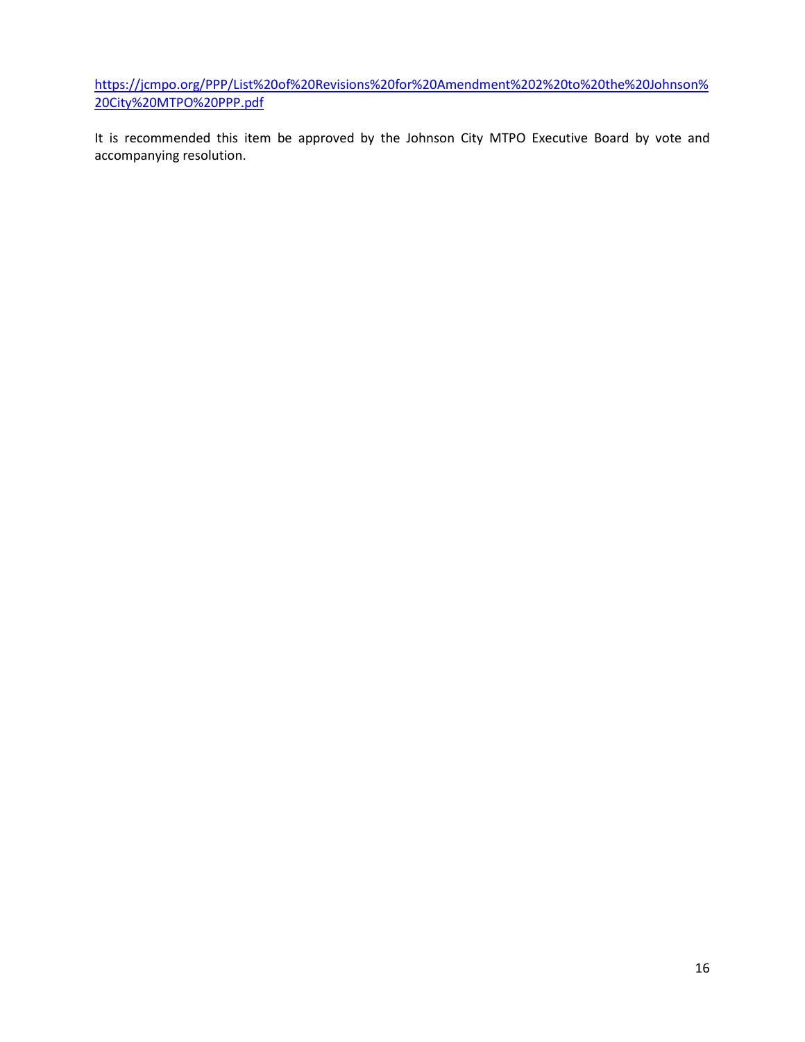https://jcmpo.org/PPP/List%20of%20Revisions%20for%20Amendment%202%20to%20the%20Johnson%20City%20MTPO%20PPP.pdf

It is recommended this item be approved by the Johnson City MTPO Executive Board by vote and accompanying resolution.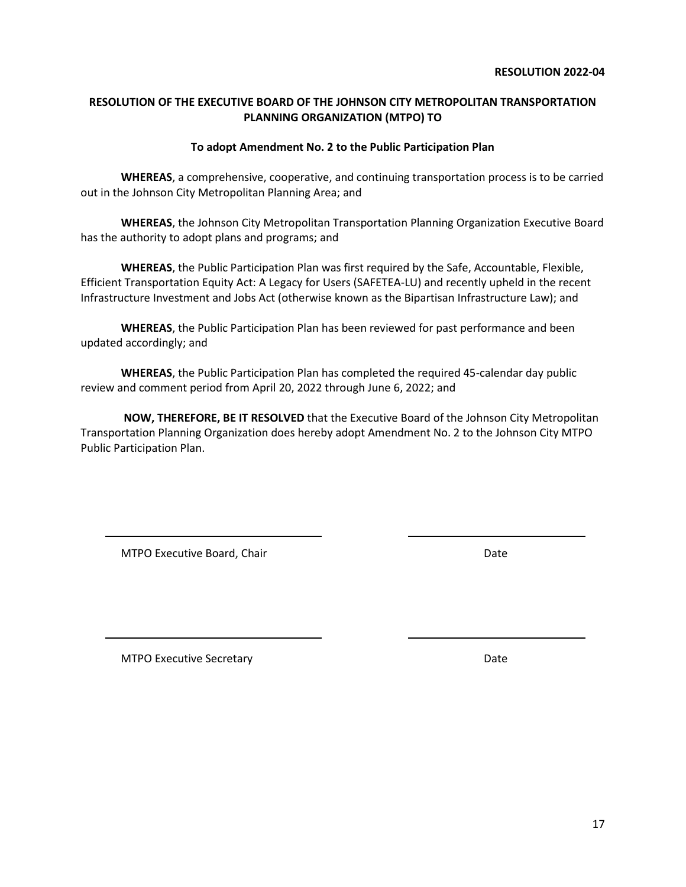**RESOLUTION 2022-04**

**RESOLUTION OF THE EXECUTIVE BOARD OF THE JOHNSON CITY METROPOLITAN TRANSPORTATION PLANNING ORGANIZATION (MTPO) TO**

**To adopt Amendment No. 2 to the Public Participation Plan**

**WHEREAS**, a comprehensive, cooperative, and continuing transportation process is to be carried out in the Johnson City Metropolitan Planning Area; and

**WHEREAS**, the Johnson City Metropolitan Transportation Planning Organization Executive Board has the authority to adopt plans and programs; and

**WHEREAS**, the Public Participation Plan was first required by the Safe, Accountable, Flexible, Efficient Transportation Equity Act: A Legacy for Users (SAFETEA-LU) and recently upheld in the recent Infrastructure Investment and Jobs Act (otherwise known as the Bipartisan Infrastructure Law); and

**WHEREAS**, the Public Participation Plan has been reviewed for past performance and been updated accordingly; and

**WHEREAS**, the Public Participation Plan has completed the required 45-calendar day public review and comment period from April 20, 2022 through June 6, 2022; and

**NOW, THEREFORE, BE IT RESOLVED** that the Executive Board of the Johnson City Metropolitan Transportation Planning Organization does hereby adopt Amendment No. 2 to the Johnson City MTPO Public Participation Plan.

\_\_\_\_\_\_\_\_\_\_\_\_\_\_\_\_\_\_\_\_\_\_\_\_\_\_\_\_\_\_ \_\_\_\_\_\_\_\_\_\_\_\_\_\_\_\_\_\_\_\_\_\_\_\_

MTPO Executive Board, Chair Date

\_\_\_\_\_\_\_\_\_\_\_\_\_\_\_\_\_\_\_\_\_\_\_\_\_\_\_\_\_\_ \_\_\_\_\_\_\_\_\_\_\_\_\_\_\_\_\_\_\_\_\_\_\_\_

MTPO Executive Secretary Date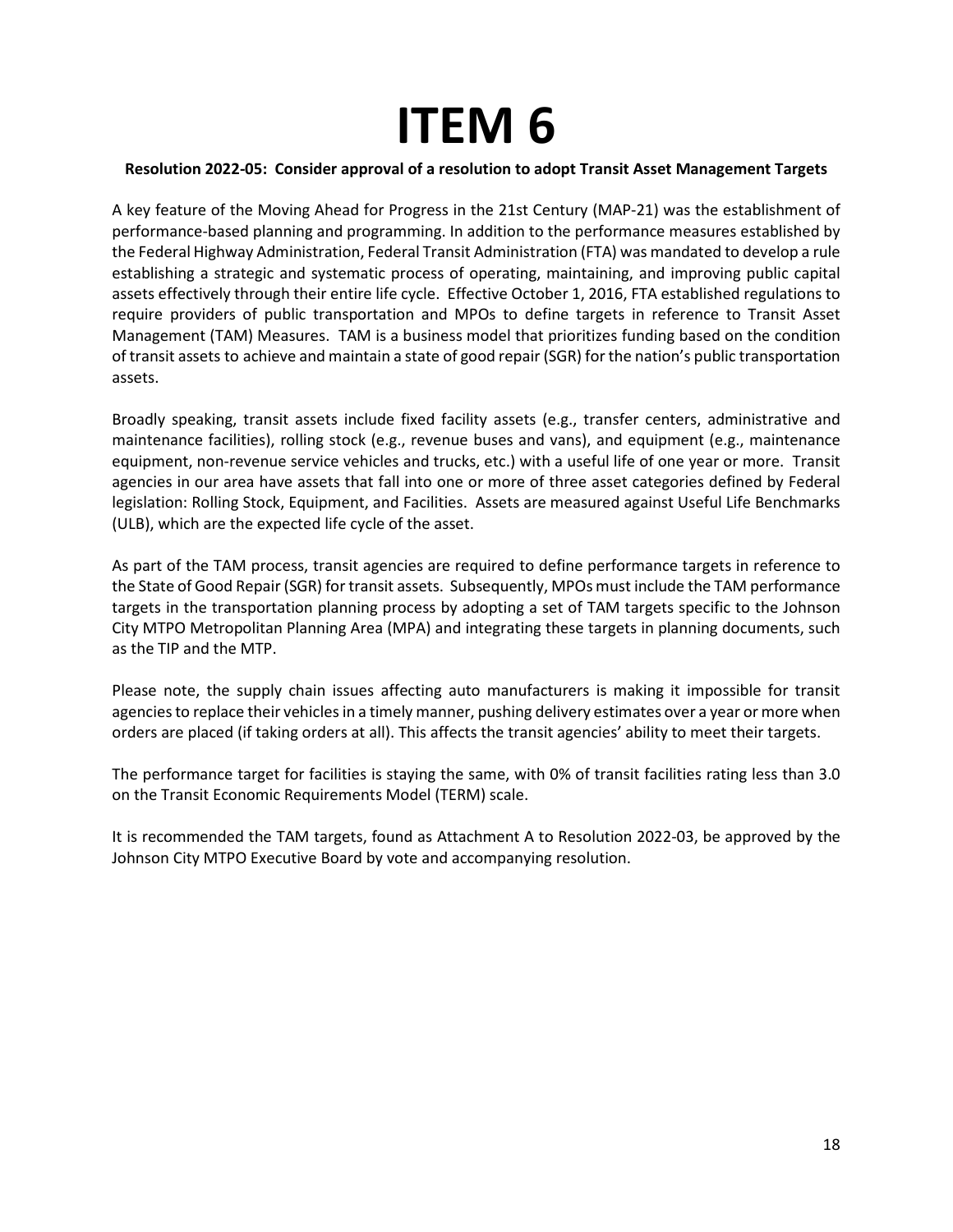# ITEM 6

**Resolution 2022-05: Consider approval of a resolution to adopt Transit Asset Management Targets**

A key feature of the Moving Ahead for Progress in the 21st Century (MAP-21) was the establishment of performance-based planning and programming. In addition to the performance measures established by the Federal Highway Administration, Federal Transit Administration (FTA) was mandated to develop a rule establishing a strategic and systematic process of operating, maintaining, and improving public capital assets effectively through their entire life cycle. Effective October 1, 2016, FTA established regulations to require providers of public transportation and MPOs to define targets in reference to Transit Asset Management (TAM) Measures. TAM is a business model that prioritizes funding based on the condition of transit assets to achieve and maintain a state of good repair (SGR) for the nation's public transportation assets.

Broadly speaking, transit assets include fixed facility assets (e.g., transfer centers, administrative and maintenance facilities), rolling stock (e.g., revenue buses and vans), and equipment (e.g., maintenance equipment, non-revenue service vehicles and trucks, etc.) with a useful life of one year or more. Transit agencies in our area have assets that fall into one or more of three asset categories defined by Federal legislation: Rolling Stock, Equipment, and Facilities. Assets are measured against Useful Life Benchmarks (ULB), which are the expected life cycle of the asset.

As part of the TAM process, transit agencies are required to define performance targets in reference to the State of Good Repair (SGR) for transit assets. Subsequently, MPOs must include the TAM performance targets in the transportation planning process by adopting a set of TAM targets specific to the Johnson City MTPO Metropolitan Planning Area (MPA) and integrating these targets in planning documents, such as the TIP and the MTP.

Please note, the supply chain issues affecting auto manufacturers is making it impossible for transit agencies to replace their vehicles in a timely manner, pushing delivery estimates over a year or more when orders are placed (if taking orders at all). This affects the transit agencies' ability to meet their targets.

The performance target for facilities is staying the same, with 0% of transit facilities rating less than 3.0 on the Transit Economic Requirements Model (TERM) scale.

It is recommended the TAM targets, found as Attachment A to Resolution 2022-03, be approved by the Johnson City MTPO Executive Board by vote and accompanying resolution.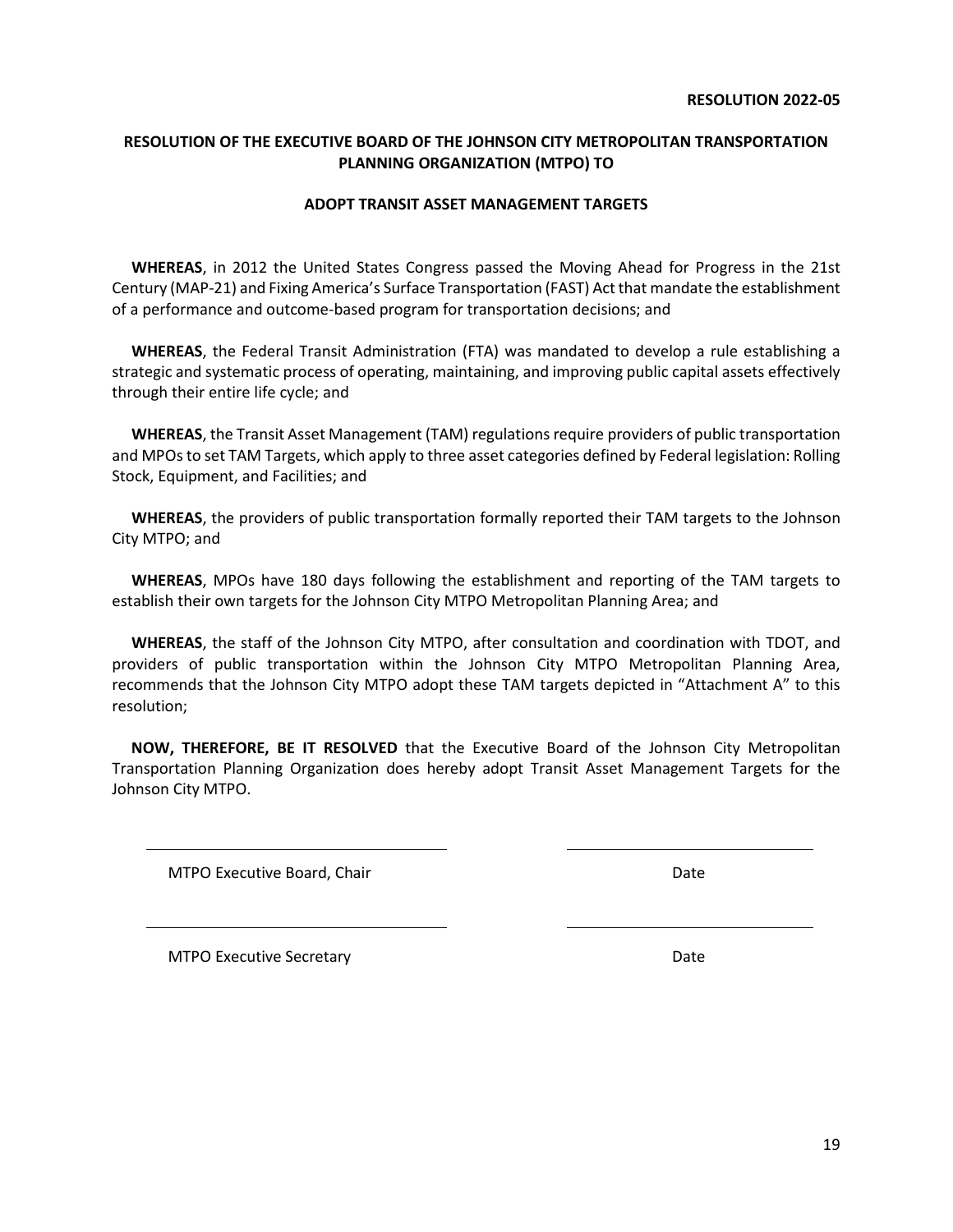**RESOLUTION 2022-05**

## RESOLUTION OF THE EXECUTIVE BOARD OF THE JOHNSON CITY METROPOLITAN TRANSPORTATION PLANNING ORGANIZATION (MTPO) TO

## ADOPT TRANSIT ASSET MANAGEMENT TARGETS

**WHEREAS**, in 2012 the United States Congress passed the Moving Ahead for Progress in the 21st Century (MAP-21) and Fixing America's Surface Transportation (FAST) Act that mandate the establishment of a performance and outcome-based program for transportation decisions; and

**WHEREAS**, the Federal Transit Administration (FTA) was mandated to develop a rule establishing a strategic and systematic process of operating, maintaining, and improving public capital assets effectively through their entire life cycle; and

**WHEREAS**, the Transit Asset Management (TAM) regulations require providers of public transportation and MPOs to set TAM Targets, which apply to three asset categories defined by Federal legislation: Rolling Stock, Equipment, and Facilities; and

**WHEREAS**, the providers of public transportation formally reported their TAM targets to the Johnson City MTPO; and

**WHEREAS**, MPOs have 180 days following the establishment and reporting of the TAM targets to establish their own targets for the Johnson City MTPO Metropolitan Planning Area; and

**WHEREAS**, the staff of the Johnson City MTPO, after consultation and coordination with TDOT, and providers of public transportation within the Johnson City MTPO Metropolitan Planning Area, recommends that the Johnson City MTPO adopt these TAM targets depicted in "Attachment A" to this resolution;

**NOW, THEREFORE, BE IT RESOLVED** that the Executive Board of the Johnson City Metropolitan Transportation Planning Organization does hereby adopt Transit Asset Management Targets for the Johnson City MTPO.

\_\_\_\_\_\_\_\_\_\_\_\_\_\_\_\_\_\_\_\_\_\_\_\_\_\_\_\_\_\_\_\_\_\_\_\_ \_\_\_\_\_\_\_\_\_\_\_\_\_\_\_\_\_\_\_\_\_\_\_\_\_\_\_\_\_\_

MTPO Executive Board, Chair Date

\_\_\_\_\_\_\_\_\_\_\_\_\_\_\_\_\_\_\_\_\_\_\_\_\_\_\_\_\_\_\_\_\_\_\_\_ \_\_\_\_\_\_\_\_\_\_\_\_\_\_\_\_\_\_\_\_\_\_\_\_\_\_\_\_\_\_

MTPO Executive Secretary Date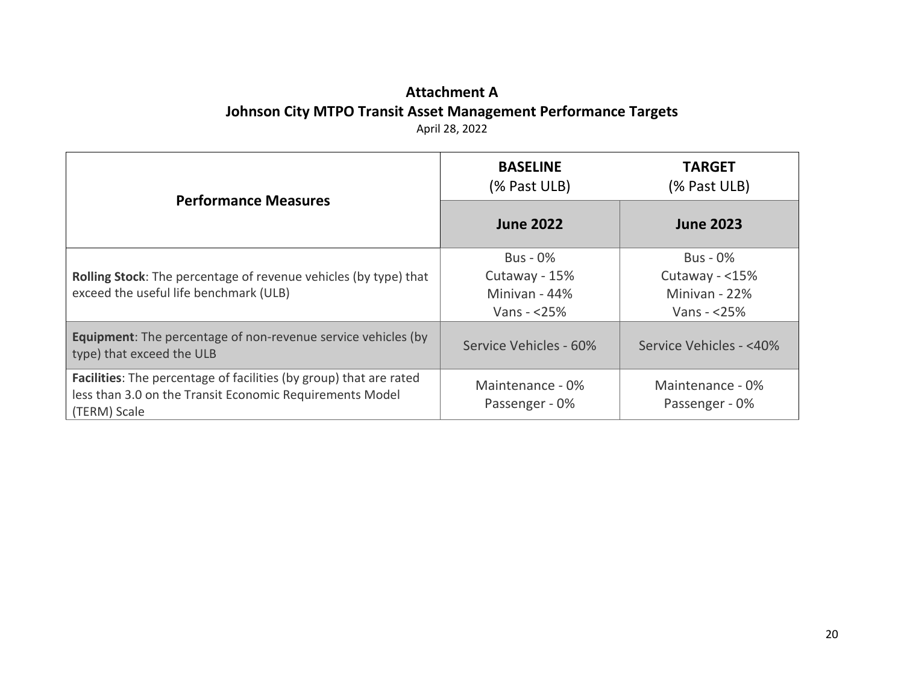## Attachment A
## Johnson City MTPO Transit Asset Management Performance Targets

April 28, 2022

| Performance Measures | **BASELINE** (% Past ULB) | **TARGET** (% Past ULB) |
|---|---|---|
| | **June 2022** | **June 2023** |
| **Rolling Stock**: The percentage of revenue vehicles (by type) that exceed the useful life benchmark (ULB) | Bus - 0%<br>Cutaway - 15%<br>Minivan - 44%<br>Vans - <25% | Bus - 0%<br>Cutaway - <15%<br>Minivan - 22%<br>Vans - <25% |
| **Equipment**: The percentage of non-revenue service vehicles (by type) that exceed the ULB | Service Vehicles - 60% | Service Vehicles - <40% |
| **Facilities**: The percentage of facilities (by group) that are rated less than 3.0 on the Transit Economic Requirements Model (TERM) Scale | Maintenance - 0%<br>Passenger - 0% | Maintenance - 0%<br>Passenger - 0% |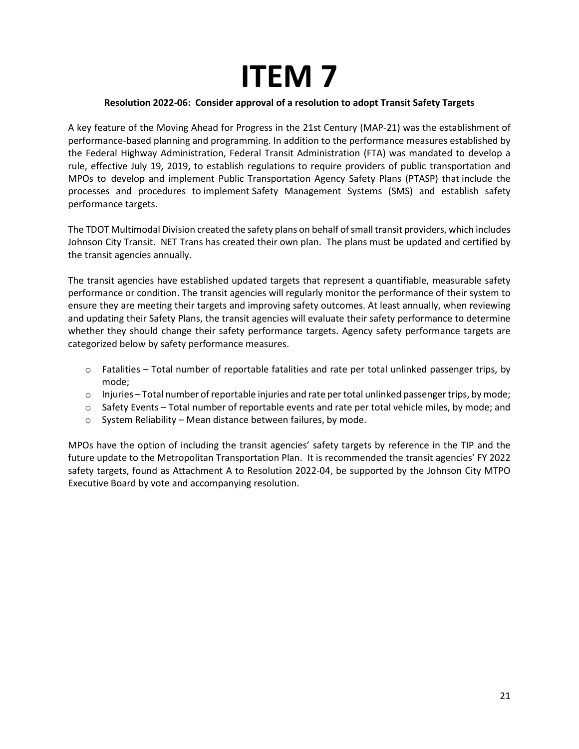# ITEM 7

**Resolution 2022-06: Consider approval of a resolution to adopt Transit Safety Targets**

A key feature of the Moving Ahead for Progress in the 21st Century (MAP-21) was the establishment of performance-based planning and programming. In addition to the performance measures established by the Federal Highway Administration, Federal Transit Administration (FTA) was mandated to develop a rule, effective July 19, 2019, to establish regulations to require providers of public transportation and MPOs to develop and implement Public Transportation Agency Safety Plans (PTASP) that include the processes and procedures to implement Safety Management Systems (SMS) and establish safety performance targets.

The TDOT Multimodal Division created the safety plans on behalf of small transit providers, which includes Johnson City Transit. NET Trans has created their own plan. The plans must be updated and certified by the transit agencies annually.

The transit agencies have established updated targets that represent a quantifiable, measurable safety performance or condition. The transit agencies will regularly monitor the performance of their system to ensure they are meeting their targets and improving safety outcomes. At least annually, when reviewing and updating their Safety Plans, the transit agencies will evaluate their safety performance to determine whether they should change their safety performance targets. Agency safety performance targets are categorized below by safety performance measures.

- Fatalities – Total number of reportable fatalities and rate per total unlinked passenger trips, by mode;
- Injuries – Total number of reportable injuries and rate per total unlinked passenger trips, by mode;
- Safety Events – Total number of reportable events and rate per total vehicle miles, by mode; and
- System Reliability – Mean distance between failures, by mode.

MPOs have the option of including the transit agencies' safety targets by reference in the TIP and the future update to the Metropolitan Transportation Plan. It is recommended the transit agencies' FY 2022 safety targets, found as Attachment A to Resolution 2022-04, be supported by the Johnson City MTPO Executive Board by vote and accompanying resolution.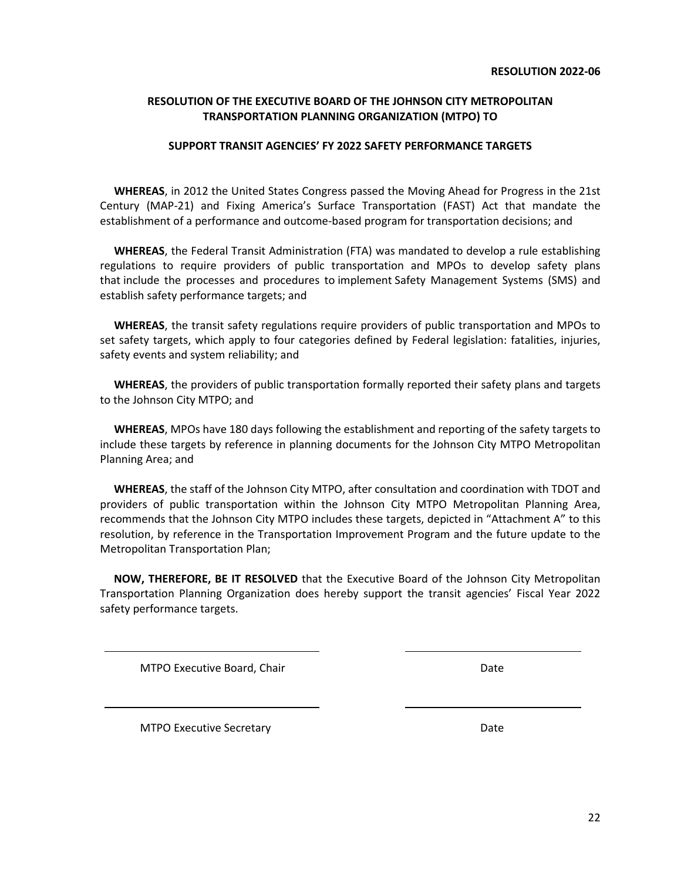**RESOLUTION 2022-06**

**RESOLUTION OF THE EXECUTIVE BOARD OF THE JOHNSON CITY METROPOLITAN TRANSPORTATION PLANNING ORGANIZATION (MTPO) TO**

**SUPPORT TRANSIT AGENCIES' FY 2022 SAFETY PERFORMANCE TARGETS**

**WHEREAS**, in 2012 the United States Congress passed the Moving Ahead for Progress in the 21st Century (MAP-21) and Fixing America's Surface Transportation (FAST) Act that mandate the establishment of a performance and outcome-based program for transportation decisions; and

**WHEREAS**, the Federal Transit Administration (FTA) was mandated to develop a rule establishing regulations to require providers of public transportation and MPOs to develop safety plans that include the processes and procedures to implement Safety Management Systems (SMS) and establish safety performance targets; and

**WHEREAS**, the transit safety regulations require providers of public transportation and MPOs to set safety targets, which apply to four categories defined by Federal legislation: fatalities, injuries, safety events and system reliability; and

**WHEREAS**, the providers of public transportation formally reported their safety plans and targets to the Johnson City MTPO; and

**WHEREAS**, MPOs have 180 days following the establishment and reporting of the safety targets to include these targets by reference in planning documents for the Johnson City MTPO Metropolitan Planning Area; and

**WHEREAS**, the staff of the Johnson City MTPO, after consultation and coordination with TDOT and providers of public transportation within the Johnson City MTPO Metropolitan Planning Area, recommends that the Johnson City MTPO includes these targets, depicted in "Attachment A" to this resolution, by reference in the Transportation Improvement Program and the future update to the Metropolitan Transportation Plan;

**NOW, THEREFORE, BE IT RESOLVED** that the Executive Board of the Johnson City Metropolitan Transportation Planning Organization does hereby support the transit agencies' Fiscal Year 2022 safety performance targets.

| | |
|---|---|
| MTPO Executive Board, Chair | Date |
| MTPO Executive Secretary | Date |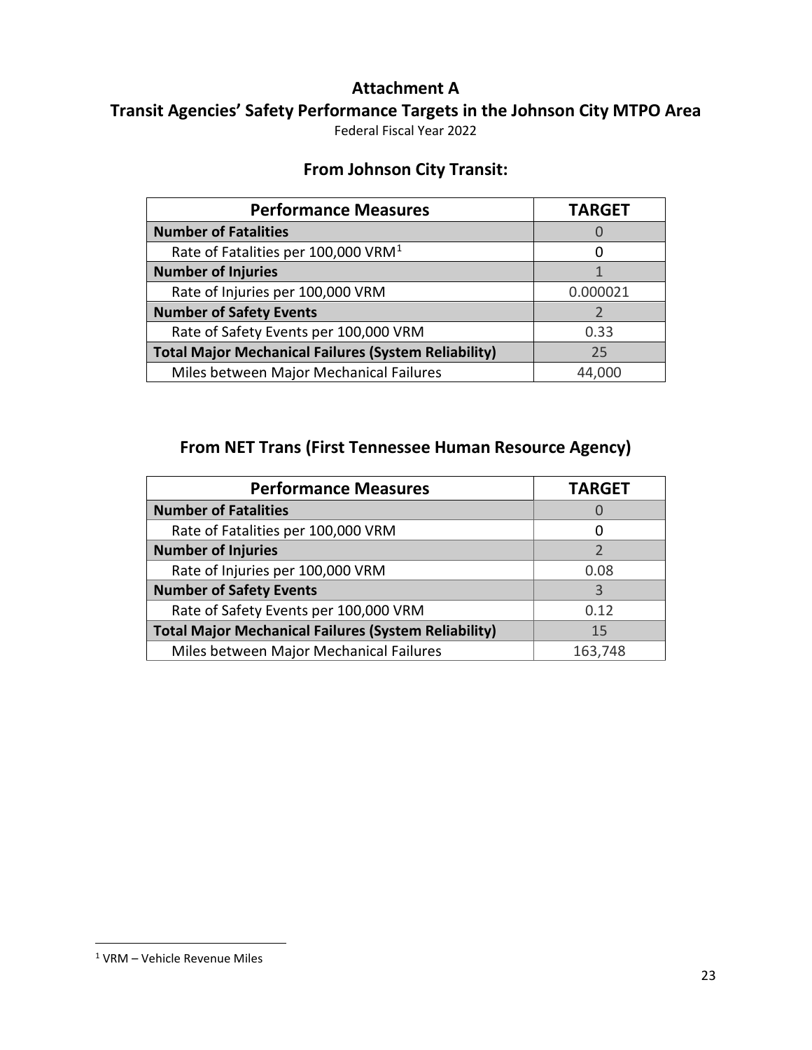# Attachment A

## Transit Agencies' Safety Performance Targets in the Johnson City MTPO Area

Federal Fiscal Year 2022

### From Johnson City Transit:

| Performance Measures | TARGET |
|---|---|
| **Number of Fatalities** | 0 |
| Rate of Fatalities per 100,000 VRM[1] | 0 |
| **Number of Injuries** | 1 |
| Rate of Injuries per 100,000 VRM | 0.000021 |
| **Number of Safety Events** | 2 |
| Rate of Safety Events per 100,000 VRM | 0.33 |
| **Total Major Mechanical Failures (System Reliability)** | 25 |
| Miles between Major Mechanical Failures | 44,000 |

### From NET Trans (First Tennessee Human Resource Agency)

| Performance Measures | TARGET |
|---|---|
| **Number of Fatalities** | 0 |
| Rate of Fatalities per 100,000 VRM | 0 |
| **Number of Injuries** | 2 |
| Rate of Injuries per 100,000 VRM | 0.08 |
| **Number of Safety Events** | 3 |
| Rate of Safety Events per 100,000 VRM | 0.12 |
| **Total Major Mechanical Failures (System Reliability)** | 15 |
| Miles between Major Mechanical Failures | 163,748 |

[1] VRM – Vehicle Revenue Miles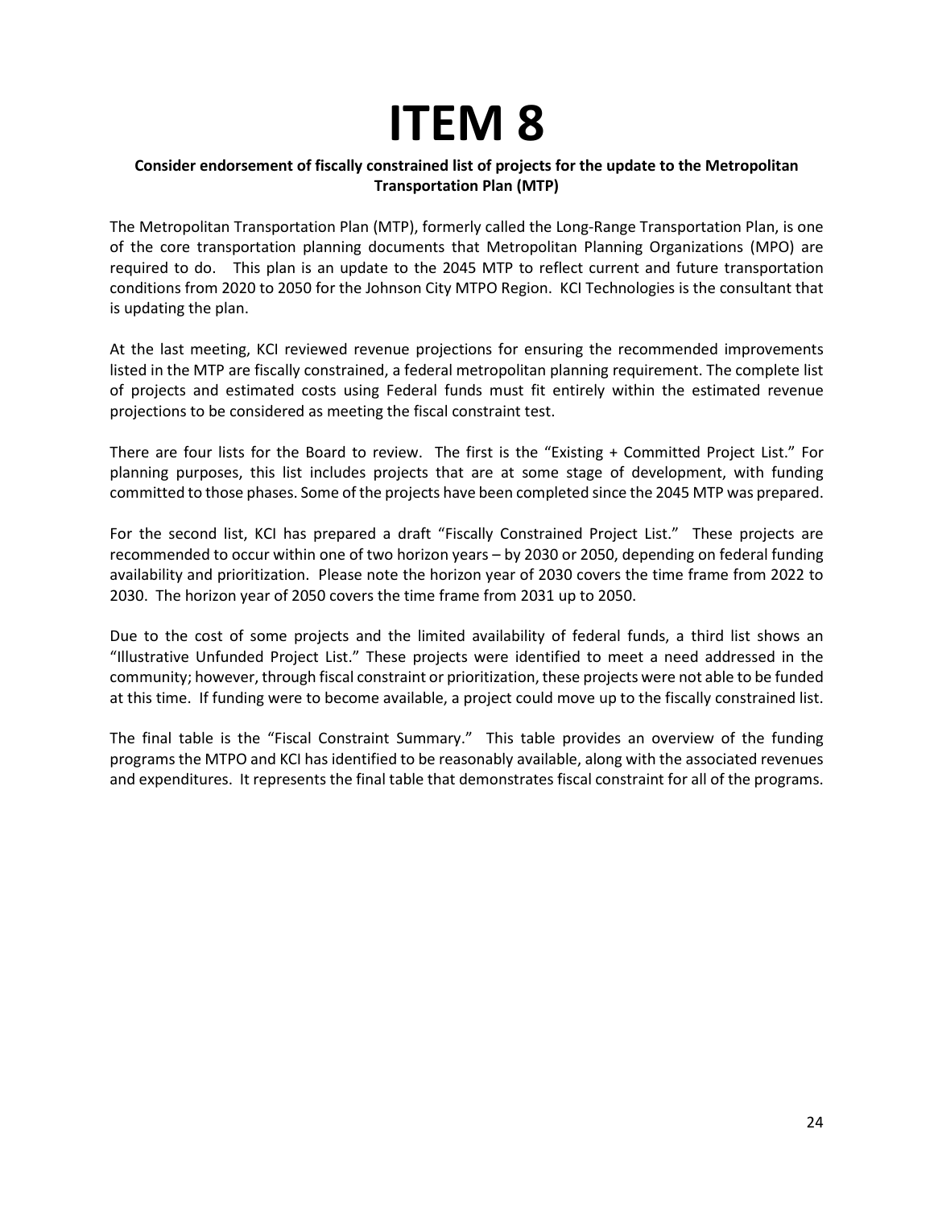# ITEM 8

**Consider endorsement of fiscally constrained list of projects for the update to the Metropolitan Transportation Plan (MTP)**

The Metropolitan Transportation Plan (MTP), formerly called the Long-Range Transportation Plan, is one of the core transportation planning documents that Metropolitan Planning Organizations (MPO) are required to do. This plan is an update to the 2045 MTP to reflect current and future transportation conditions from 2020 to 2050 for the Johnson City MTPO Region. KCI Technologies is the consultant that is updating the plan.

At the last meeting, KCI reviewed revenue projections for ensuring the recommended improvements listed in the MTP are fiscally constrained, a federal metropolitan planning requirement. The complete list of projects and estimated costs using Federal funds must fit entirely within the estimated revenue projections to be considered as meeting the fiscal constraint test.

There are four lists for the Board to review. The first is the "Existing + Committed Project List." For planning purposes, this list includes projects that are at some stage of development, with funding committed to those phases. Some of the projects have been completed since the 2045 MTP was prepared.

For the second list, KCI has prepared a draft "Fiscally Constrained Project List." These projects are recommended to occur within one of two horizon years – by 2030 or 2050, depending on federal funding availability and prioritization. Please note the horizon year of 2030 covers the time frame from 2022 to 2030. The horizon year of 2050 covers the time frame from 2031 up to 2050.

Due to the cost of some projects and the limited availability of federal funds, a third list shows an "Illustrative Unfunded Project List." These projects were identified to meet a need addressed in the community; however, through fiscal constraint or prioritization, these projects were not able to be funded at this time. If funding were to become available, a project could move up to the fiscally constrained list.

The final table is the "Fiscal Constraint Summary." This table provides an overview of the funding programs the MTPO and KCI has identified to be reasonably available, along with the associated revenues and expenditures. It represents the final table that demonstrates fiscal constraint for all of the programs.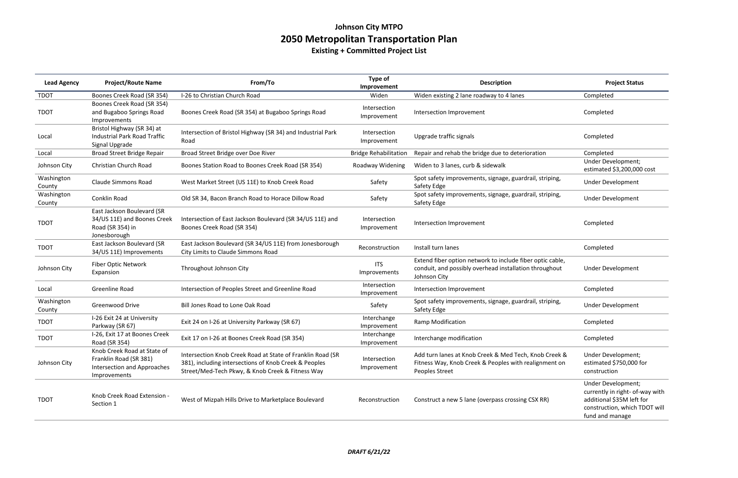# Johnson City MTPO

# 2050 Metropolitan Transportation Plan

### Existing + Committed Project List

| Lead Agency | Project/Route Name | From/To | Type of Improvement | Description | Project Status |
|---|---|---|---|---|---|
| TDOT | Boones Creek Road (SR 354) | I-26 to Christian Church Road | Widen | Widen existing 2 lane roadway to 4 lanes | Completed |
| TDOT | Boones Creek Road (SR 354) and Bugaboo Springs Road Improvements | Boones Creek Road (SR 354) at Bugaboo Springs Road | Intersection Improvement | Intersection Improvement | Completed |
| Local | Bristol Highway (SR 34) at Industrial Park Road Traffic Signal Upgrade | Intersection of Bristol Highway (SR 34) and Industrial Park Road | Intersection Improvement | Upgrade traffic signals | Completed |
| Local | Broad Street Bridge Repair | Broad Street Bridge over Doe River | Bridge Rehabilitation | Repair and rehab the bridge due to deterioration | Completed |
| Johnson City | Christian Church Road | Boones Station Road to Boones Creek Road (SR 354) | Roadway Widening | Widen to 3 lanes, curb & sidewalk | Under Development; estimated $3,200,000 cost |
| Washington County | Claude Simmons Road | West Market Street (US 11E) to Knob Creek Road | Safety | Spot safety improvements, signage, guardrail, striping, Safety Edge | Under Development |
| Washington County | Conklin Road | Old SR 34, Bacon Branch Road to Horace Dillow Road | Safety | Spot safety improvements, signage, guardrail, striping, Safety Edge | Under Development |
| TDOT | East Jackson Boulevard (SR 34/US 11E) and Boones Creek Road (SR 354) in Jonesborough | Intersection of East Jackson Boulevard (SR 34/US 11E) and Boones Creek Road (SR 354) | Intersection Improvement | Intersection Improvement | Completed |
| TDOT | East Jackson Boulevard (SR 34/US 11E) Improvements | East Jackson Boulevard (SR 34/US 11E) from Jonesborough City Limits to Claude Simmons Road | Reconstruction | Install turn lanes | Completed |
| Johnson City | Fiber Optic Network Expansion | Throughout Johnson City | ITS Improvements | Extend fiber option network to include fiber optic cable, conduit, and possibly overhead installation throughout Johnson City | Under Development |
| Local | Greenline Road | Intersection of Peoples Street and Greenline Road | Intersection Improvement | Intersection Improvement | Completed |
| Washington County | Greenwood Drive | Bill Jones Road to Lone Oak Road | Safety | Spot safety improvements, signage, guardrail, striping, Safety Edge | Under Development |
| TDOT | I-26 Exit 24 at University Parkway (SR 67) | Exit 24 on I-26 at University Parkway (SR 67) | Interchange Improvement | Ramp Modification | Completed |
| TDOT | I-26, Exit 17 at Boones Creek Road (SR 354) | Exit 17 on I-26 at Boones Creek Road (SR 354) | Interchange Improvement | Interchange modification | Completed |
| Johnson City | Knob Creek Road at State of Franklin Road (SR 381) Intersection and Approaches Improvements | Intersection Knob Creek Road at State of Franklin Road (SR 381), including intersections of Knob Creek & Peoples Street/Med-Tech Pkwy, & Knob Creek & Fitness Way | Intersection Improvement | Add turn lanes at Knob Creek & Med Tech, Knob Creek & Fitness Way, Knob Creek & Peoples with realignment on Peoples Street | Under Development; estimated $750,000 for construction |
| TDOT | Knob Creek Road Extension - Section 1 | West of Mizpah Hills Drive to Marketplace Boulevard | Reconstruction | Construct a new 5 lane (overpass crossing CSX RR) | Under Development; currently in right- of-way with additional $35M left for construction, which TDOT will fund and manage |

*DRAFT 6/21/22*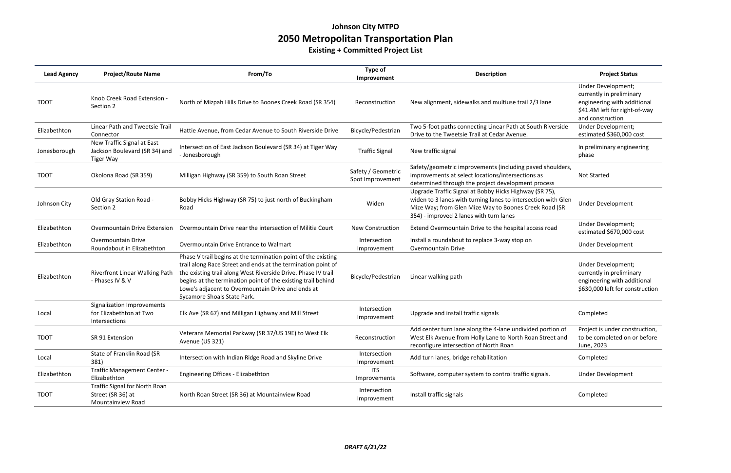# Johnson City MTPO

## 2050 Metropolitan Transportation Plan

### Existing + Committed Project List

| Lead Agency | Project/Route Name | From/To | Type of Improvement | Description | Project Status |
|---|---|---|---|---|---|
| TDOT | Knob Creek Road Extension - Section 2 | North of Mizpah Hills Drive to Boones Creek Road (SR 354) | Reconstruction | New alignment, sidewalks and multiuse trail 2/3 lane | Under Development; currently in preliminary engineering with additional $41.4M left for right-of-way and construction |
| Elizabethton | Linear Path and Tweetsie Trail Connector | Hattie Avenue, from Cedar Avenue to South Riverside Drive | Bicycle/Pedestrian | Two 5-foot paths connecting Linear Path at South Riverside Drive to the Tweetsie Trail at Cedar Avenue. | Under Development; estimated $360,000 cost |
| Jonesborough | New Traffic Signal at East Jackson Boulevard (SR 34) and Tiger Way | Intersection of East Jackson Boulevard (SR 34) at Tiger Way - Jonesborough | Traffic Signal | New traffic signal | In preliminary engineering phase |
| TDOT | Okolona Road (SR 359) | Milligan Highway (SR 359) to South Roan Street | Safety / Geometric Spot Improvement | Safety/geometric improvements (including paved shoulders, improvements at select locations/intersections as determined through the project development process | Not Started |
| Johnson City | Old Gray Station Road - Section 2 | Bobby Hicks Highway (SR 75) to just north of Buckingham Road | Widen | Upgrade Traffic Signal at Bobby Hicks Highway (SR 75), widen to 3 lanes with turning lanes to intersection with Glen Mize Way; from Glen Mize Way to Boones Creek Road (SR 354) - improved 2 lanes with turn lanes | Under Development |
| Elizabethton | Overmountain Drive Extension | Overmountain Drive near the intersection of Militia Court | New Construction | Extend Overmountain Drive to the hospital access road | Under Development; estimated $670,000 cost |
| Elizabethton | Overmountain Drive Roundabout in Elizabethton | Overmountain Drive Entrance to Walmart | Intersection Improvement | Install a roundabout to replace 3-way stop on Overmountain Drive | Under Development |
| Elizabethton | Riverfront Linear Walking Path - Phases IV & V | Phase V trail begins at the termination point of the existing trail along Race Street and ends at the termination point of the existing trail along West Riverside Drive. Phase IV trail begins at the termination point of the existing trail behind Lowe's adjacent to Overmountain Drive and ends at Sycamore Shoals State Park. | Bicycle/Pedestrian | Linear walking path | Under Development; currently in preliminary engineering with additional $630,000 left for construction |
| Local | Signalization Improvements for Elizabethton at Two Intersections | Elk Ave (SR 67) and Milligan Highway and Mill Street | Intersection Improvement | Upgrade and install traffic signals | Completed |
| TDOT | SR 91 Extension | Veterans Memorial Parkway (SR 37/US 19E) to West Elk Avenue (US 321) | Reconstruction | Add center turn lane along the 4-lane undivided portion of West Elk Avenue from Holly Lane to North Roan Street and reconfigure intersection of North Roan | Project is under construction, to be completed on or before June, 2023 |
| Local | State of Franklin Road (SR 381) | Intersection with Indian Ridge Road and Skyline Drive | Intersection Improvement | Add turn lanes, bridge rehabilitation | Completed |
| Elizabethton | Traffic Management Center - Elizabethton | Engineering Offices - Elizabethton | ITS Improvements | Software, computer system to control traffic signals. | Under Development |
| TDOT | Traffic Signal for North Roan Street (SR 36) at Mountainview Road | North Roan Street (SR 36) at Mountainview Road | Intersection Improvement | Install traffic signals | Completed |

*DRAFT 6/21/22*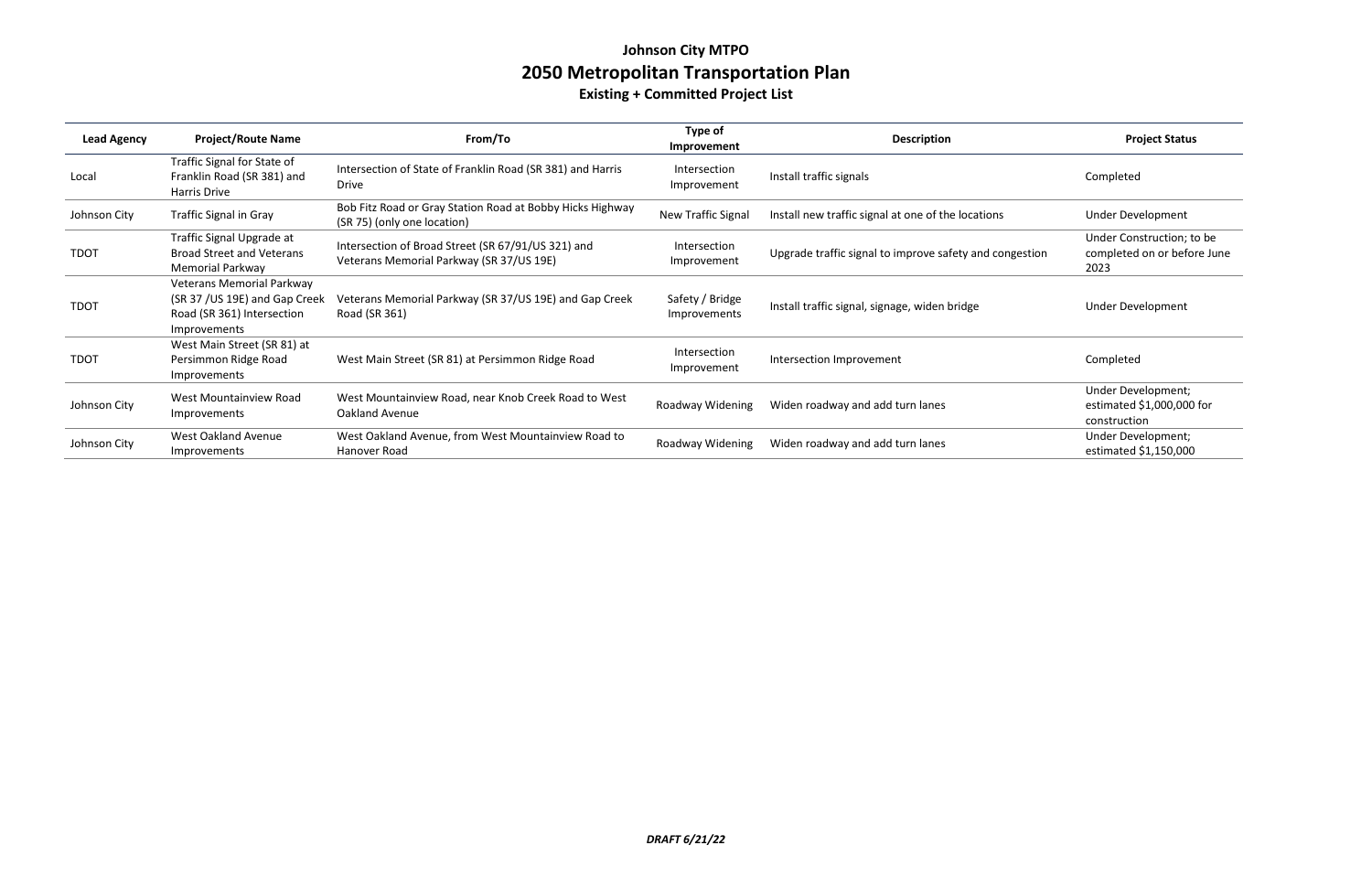# Johnson City MTPO

## 2050 Metropolitan Transportation Plan

### Existing + Committed Project List

| Lead Agency | Project/Route Name | From/To | Type of Improvement | Description | Project Status |
|---|---|---|---|---|---|
| Local | Traffic Signal for State of Franklin Road (SR 381) and Harris Drive | Intersection of State of Franklin Road (SR 381) and Harris Drive | Intersection Improvement | Install traffic signals | Completed |
| Johnson City | Traffic Signal in Gray | Bob Fitz Road or Gray Station Road at Bobby Hicks Highway (SR 75) (only one location) | New Traffic Signal | Install new traffic signal at one of the locations | Under Development |
| TDOT | Traffic Signal Upgrade at Broad Street and Veterans Memorial Parkway | Intersection of Broad Street (SR 67/91/US 321) and Veterans Memorial Parkway (SR 37/US 19E) | Intersection Improvement | Upgrade traffic signal to improve safety and congestion | Under Construction; to be completed on or before June 2023 |
| TDOT | Veterans Memorial Parkway (SR 37 /US 19E) and Gap Creek Road (SR 361) Intersection Improvements | Veterans Memorial Parkway (SR 37/US 19E) and Gap Creek Road (SR 361) | Safety / Bridge Improvements | Install traffic signal, signage, widen bridge | Under Development |
| TDOT | West Main Street (SR 81) at Persimmon Ridge Road Improvements | West Main Street (SR 81) at Persimmon Ridge Road | Intersection Improvement | Intersection Improvement | Completed |
| Johnson City | West Mountainview Road Improvements | West Mountainview Road, near Knob Creek Road to West Oakland Avenue | Roadway Widening | Widen roadway and add turn lanes | Under Development; estimated $1,000,000 for construction |
| Johnson City | West Oakland Avenue Improvements | West Oakland Avenue, from West Mountainview Road to Hanover Road | Roadway Widening | Widen roadway and add turn lanes | Under Development; estimated $1,150,000 |

***DRAFT 6/21/22***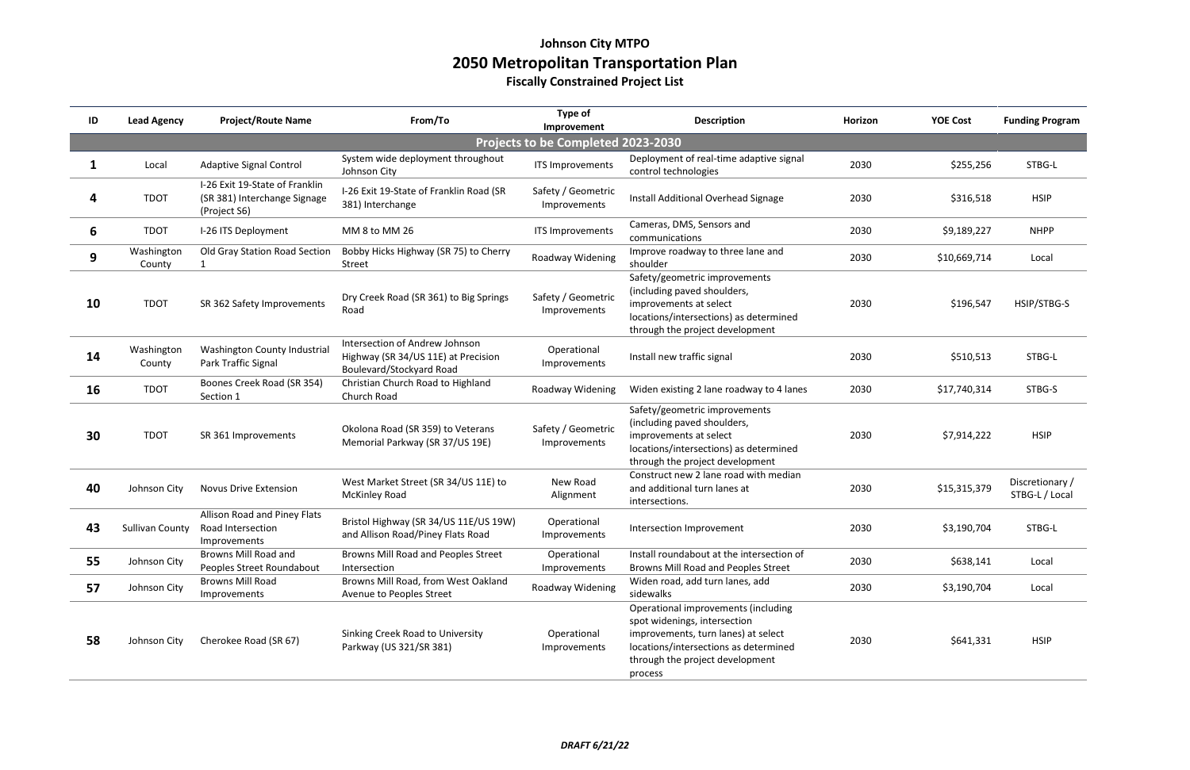# Johnson City MTPO

## 2050 Metropolitan Transportation Plan

### Fiscally Constrained Project List

| ID | Lead Agency | Project/Route Name | From/To | Type of Improvement | Description | Horizon | YOE Cost | Funding Program |
|---|---|---|---|---|---|---|---|---|
| **Projects to be Completed 2023-2030** | | | | | | | | |
| **1** | Local | Adaptive Signal Control | System wide deployment throughout Johnson City | ITS Improvements | Deployment of real-time adaptive signal control technologies | 2030 | $255,256 | STBG-L |
| **4** | TDOT | I-26 Exit 19-State of Franklin (SR 381) Interchange Signage (Project S6) | I-26 Exit 19-State of Franklin Road (SR 381) Interchange | Safety / Geometric Improvements | Install Additional Overhead Signage | 2030 | $316,518 | HSIP |
| **6** | TDOT | I-26 ITS Deployment | MM 8 to MM 26 | ITS Improvements | Cameras, DMS, Sensors and communications | 2030 | $9,189,227 | NHPP |
| **9** | Washington County | Old Gray Station Road Section 1 | Bobby Hicks Highway (SR 75) to Cherry Street | Roadway Widening | Improve roadway to three lane and shoulder | 2030 | $10,669,714 | Local |
| **10** | TDOT | SR 362 Safety Improvements | Dry Creek Road (SR 361) to Big Springs Road | Safety / Geometric Improvements | Safety/geometric improvements (including paved shoulders, improvements at select locations/intersections) as determined through the project development | 2030 | $196,547 | HSIP/STBG-S |
| **14** | Washington County | Washington County Industrial Park Traffic Signal | Intersection of Andrew Johnson Highway (SR 34/US 11E) at Precision Boulevard/Stockyard Road | Operational Improvements | Install new traffic signal | 2030 | $510,513 | STBG-L |
| **16** | TDOT | Boones Creek Road (SR 354) Section 1 | Christian Church Road to Highland Church Road | Roadway Widening | Widen existing 2 lane roadway to 4 lanes | 2030 | $17,740,314 | STBG-S |
| **30** | TDOT | SR 361 Improvements | Okolona Road (SR 359) to Veterans Memorial Parkway (SR 37/US 19E) | Safety / Geometric Improvements | Safety/geometric improvements (including paved shoulders, improvements at select locations/intersections) as determined through the project development | 2030 | $7,914,222 | HSIP |
| **40** | Johnson City | Novus Drive Extension | West Market Street (SR 34/US 11E) to McKinley Road | New Road Alignment | Construct new 2 lane road with median and additional turn lanes at intersections. | 2030 | $15,315,379 | Discretionary / STBG-L / Local |
| **43** | Sullivan County | Allison Road and Piney Flats Road Intersection Improvements | Bristol Highway (SR 34/US 11E/US 19W) and Allison Road/Piney Flats Road | Operational Improvements | Intersection Improvement | 2030 | $3,190,704 | STBG-L |
| **55** | Johnson City | Browns Mill Road and Peoples Street Roundabout | Browns Mill Road and Peoples Street Intersection | Operational Improvements | Install roundabout at the intersection of Browns Mill Road and Peoples Street | 2030 | $638,141 | Local |
| **57** | Johnson City | Browns Mill Road Improvements | Browns Mill Road, from West Oakland Avenue to Peoples Street | Roadway Widening | Widen road, add turn lanes, add sidewalks | 2030 | $3,190,704 | Local |
| **58** | Johnson City | Cherokee Road (SR 67) | Sinking Creek Road to University Parkway (US 321/SR 381) | Operational Improvements | Operational improvements (including spot widenings, intersection improvements, turn lanes) at select locations/intersections as determined through the project development process | 2030 | $641,331 | HSIP |

*DRAFT 6/21/22*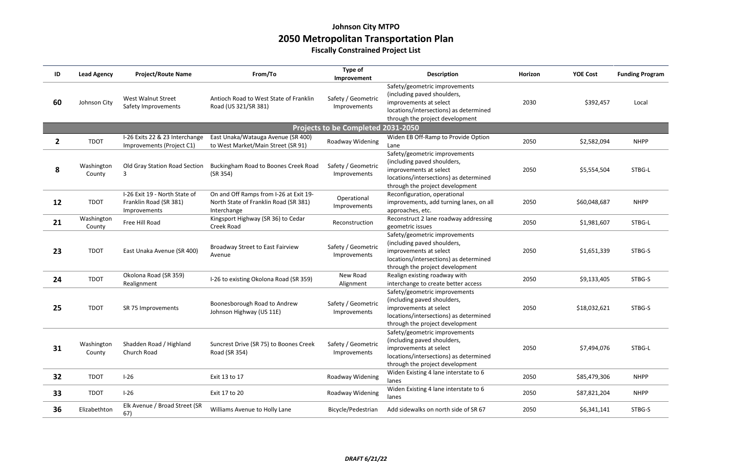**Johnson City MTPO**

# 2050 Metropolitan Transportation Plan

**Fiscally Constrained Project List**

| ID | Lead Agency | Project/Route Name | From/To | Type of Improvement | Description | Horizon | YOE Cost | Funding Program |
|---|---|---|---|---|---|---|---|---|
| **60** | Johnson City | West Walnut Street Safety Improvements | Antioch Road to West State of Franklin Road (US 321/SR 381) | Safety / Geometric Improvements | Safety/geometric improvements (including paved shoulders, improvements at select locations/intersections) as determined through the project development | 2030 | $392,457 | Local |
| **Projects to be Completed 2031-2050** | | | | | | | | |
| **2** | TDOT | I-26 Exits 22 & 23 Interchange Improvements (Project C1) | East Unaka/Watauga Avenue (SR 400) to West Market/Main Street (SR 91) | Roadway Widening | Widen EB Off-Ramp to Provide Option Lane | 2050 | $2,582,094 | NHPP |
| **8** | Washington County | Old Gray Station Road Section 3 | Buckingham Road to Boones Creek Road (SR 354) | Safety / Geometric Improvements | Safety/geometric improvements (including paved shoulders, improvements at select locations/intersections) as determined through the project development | 2050 | $5,554,504 | STBG-L |
| **12** | TDOT | I-26 Exit 19 - North State of Franklin Road (SR 381) Improvements | On and Off Ramps from I-26 at Exit 19-North State of Franklin Road (SR 381) Interchange | Operational Improvements | Reconfiguration, operational improvements, add turning lanes, on all approaches, etc. | 2050 | $60,048,687 | NHPP |
| **21** | Washington County | Free Hill Road | Kingsport Highway (SR 36) to Cedar Creek Road | Reconstruction | Reconstruct 2 lane roadway addressing geometric issues | 2050 | $1,981,607 | STBG-L |
| **23** | TDOT | East Unaka Avenue (SR 400) | Broadway Street to East Fairview Avenue | Safety / Geometric Improvements | Safety/geometric improvements (including paved shoulders, improvements at select locations/intersections) as determined through the project development | 2050 | $1,651,339 | STBG-S |
| **24** | TDOT | Okolona Road (SR 359) Realignment | I-26 to existing Okolona Road (SR 359) | New Road Alignment | Realign existing roadway with interchange to create better access | 2050 | $9,133,405 | STBG-S |
| **25** | TDOT | SR 75 Improvements | Boonesborough Road to Andrew Johnson Highway (US 11E) | Safety / Geometric Improvements | Safety/geometric improvements (including paved shoulders, improvements at select locations/intersections) as determined through the project development | 2050 | $18,032,621 | STBG-S |
| **31** | Washington County | Shadden Road / Highland Church Road | Suncrest Drive (SR 75) to Boones Creek Road (SR 354) | Safety / Geometric Improvements | Safety/geometric improvements (including paved shoulders, improvements at select locations/intersections) as determined through the project development | 2050 | $7,494,076 | STBG-L |
| **32** | TDOT | I-26 | Exit 13 to 17 | Roadway Widening | Widen Existing 4 lane interstate to 6 lanes | 2050 | $85,479,306 | NHPP |
| **33** | TDOT | I-26 | Exit 17 to 20 | Roadway Widening | Widen Existing 4 lane interstate to 6 lanes | 2050 | $87,821,204 | NHPP |
| **36** | Elizabethton | Elk Avenue / Broad Street (SR 67) | Williams Avenue to Holly Lane | Bicycle/Pedestrian | Add sidewalks on north side of SR 67 | 2050 | $6,341,141 | STBG-S |

*DRAFT 6/21/22*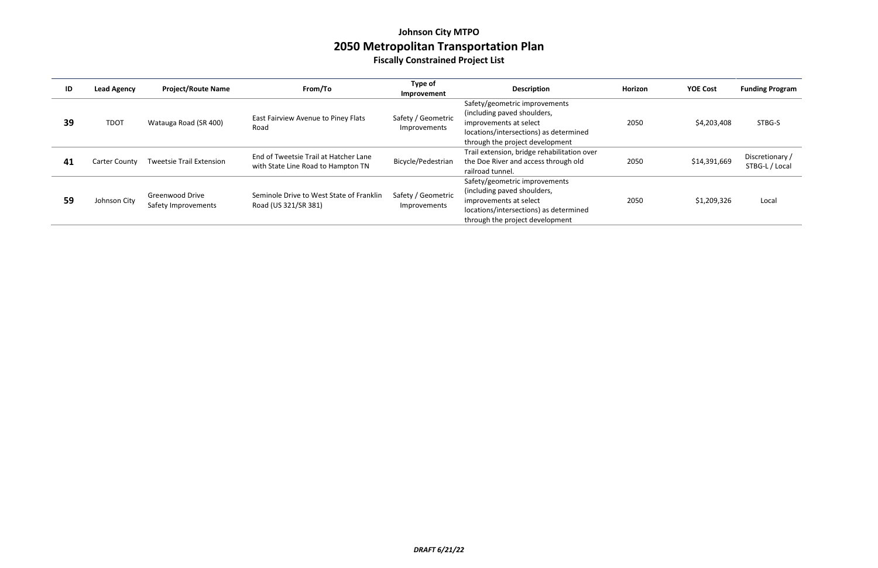# Johnson City MTPO

## 2050 Metropolitan Transportation Plan

### Fiscally Constrained Project List

| ID | Lead Agency | Project/Route Name | From/To | Type of Improvement | Description | Horizon | YOE Cost | Funding Program |
|---|---|---|---|---|---|---|---|---|
| **39** | TDOT | Watauga Road (SR 400) | East Fairview Avenue to Piney Flats Road | Safety / Geometric Improvements | Safety/geometric improvements (including paved shoulders, improvements at select locations/intersections) as determined through the project development | 2050 | $4,203,408 | STBG-S |
| **41** | Carter County | Tweetsie Trail Extension | End of Tweetsie Trail at Hatcher Lane with State Line Road to Hampton TN | Bicycle/Pedestrian | Trail extension, bridge rehabilitation over the Doe River and access through old railroad tunnel. | 2050 | $14,391,669 | Discretionary / STBG-L / Local |
| **59** | Johnson City | Greenwood Drive Safety Improvements | Seminole Drive to West State of Franklin Road (US 321/SR 381) | Safety / Geometric Improvements | Safety/geometric improvements (including paved shoulders, improvements at select locations/intersections) as determined through the project development | 2050 | $1,209,326 | Local |

***DRAFT 6/21/22***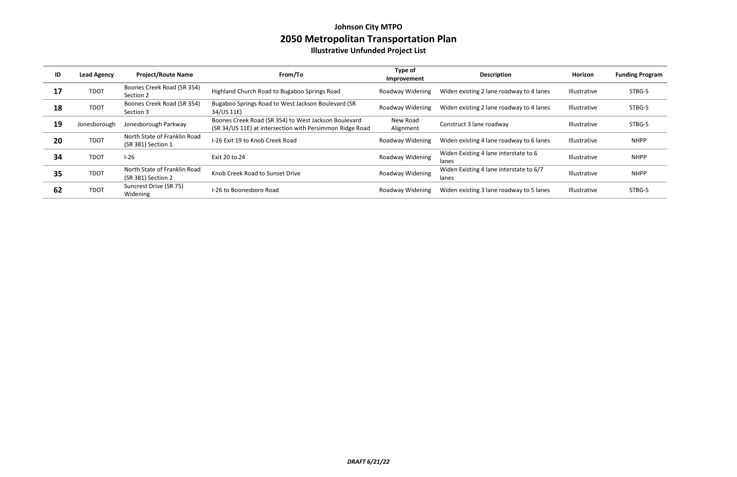# Johnson City MTPO

## 2050 Metropolitan Transportation Plan

### Illustrative Unfunded Project List

| ID | Lead Agency | Project/Route Name | From/To | Type of Improvement | Description | Horizon | Funding Program |
|---|---|---|---|---|---|---|---|
| **17** | TDOT | Boones Creek Road (SR 354) Section 2 | Highland Church Road to Bugaboo Springs Road | Roadway Widening | Widen existing 2 lane roadway to 4 lanes | Illustrative | STBG-S |
| **18** | TDOT | Boones Creek Road (SR 354) Section 3 | Bugaboo Springs Road to West Jackson Boulevard (SR 34/US 11E) | Roadway Widening | Widen existing 2 lane roadway to 4 lanes | Illustrative | STBG-S |
| **19** | Jonesborough | Jonesborough Parkway | Boones Creek Road (SR 354) to West Jackson Boulevard (SR 34/US 11E) at intersection with Persimmon Ridge Road | New Road Alignment | Construct 3 lane roadway | Illustrative | STBG-S |
| **20** | TDOT | North State of Franklin Road (SR 381) Section 1 | I-26 Exit 19 to Knob Creek Road | Roadway Widening | Widen existing 4 lane roadway to 6 lanes | Illustrative | NHPP |
| **34** | TDOT | I-26 | Exit 20 to 24 | Roadway Widening | Widen Existing 4 lane interstate to 6 lanes | Illustrative | NHPP |
| **35** | TDOT | North State of Franklin Road (SR 381) Section 2 | Knob Creek Road to Sunset Drive | Roadway Widening | Widen Existing 4 lane interstate to 6/7 lanes | Illustrative | NHPP |
| **62** | TDOT | Suncrest Drive (SR 75) Widening | I-26 to Boonesboro Road | Roadway Widening | Widen existing 3 lane roadway to 5 lanes | Illustrative | STBG-S |

***DRAFT 6/21/22***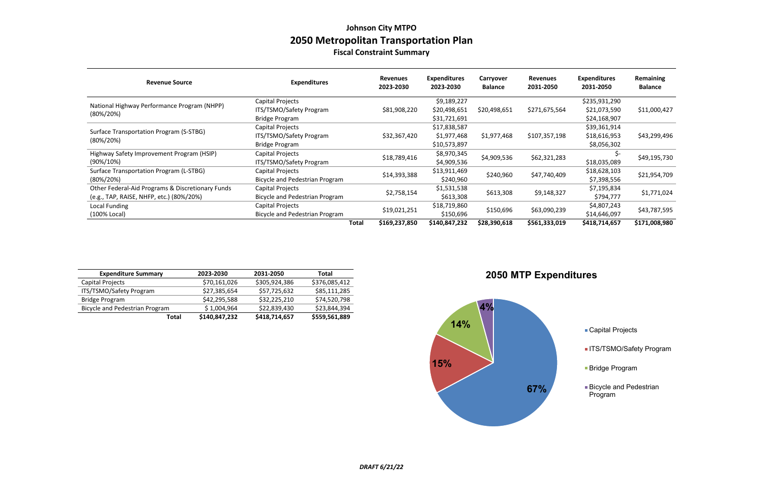# Johnson City MTPO
## 2050 Metropolitan Transportation Plan
### Fiscal Constraint Summary

| Revenue Source | Expenditures | Revenues 2023-2030 | Expenditures 2023-2030 | Carryover Balance | Revenues 2031-2050 | Expenditures 2031-2050 | Remaining Balance |
|---|---|---|---|---|---|---|---|
| National Highway Performance Program (NHPP) (80%/20%) | Capital Projects | $81,908,220 | $9,189,227 | $20,498,651 | $271,675,564 | $235,931,290 | $11,000,427 |
| | ITS/TSMO/Safety Program | | $20,498,651 | | | $21,073,590 | |
| | Bridge Program | | $31,721,691 | | | $24,168,907 | |
| Surface Transportation Program (S-STBG) (80%/20%) | Capital Projects | $32,367,420 | $17,838,587 | $1,977,468 | $107,357,198 | $39,361,914 | $43,299,496 |
| | ITS/TSMO/Safety Program | | $1,977,468 | | | $18,616,953 | |
| | Bridge Program | | $10,573,897 | | | $8,056,302 | |
| Highway Safety Improvement Program (HSIP) (90%/10%) | Capital Projects | $18,789,416 | $8,970,345 | $4,909,536 | $62,321,283 | $- | $49,195,730 |
| | ITS/TSMO/Safety Program | | $4,909,536 | | | $18,035,089 | |
| Surface Transportation Program (L-STBG) (80%/20%) | Capital Projects | $14,393,388 | $13,911,469 | $240,960 | $47,740,409 | $18,628,103 | $21,954,709 |
| | Bicycle and Pedestrian Program | | $240,960 | | | $7,398,556 | |
| Other Federal-Aid Programs & Discretionary Funds (e.g., TAP, RAISE, NHFP, etc.) (80%/20%) | Capital Projects | $2,758,154 | $1,531,538 | $613,308 | $9,148,327 | $7,195,834 | $1,771,024 |
| | Bicycle and Pedestrian Program | | $613,308 | | | $794,777 | |
| Local Funding (100% Local) | Capital Projects | $19,021,251 | $18,719,860 | $150,696 | $63,090,239 | $4,807,243 | $43,787,595 |
| | Bicycle and Pedestrian Program | | $150,696 | | | $14,646,097 | |
| | **Total** | **$169,237,850** | **$140,847,232** | **$28,390,618** | **$561,333,019** | **$418,714,657** | **$171,008,980** |

| Expenditure Summary | 2023-2030 | 2031-2050 | Total |
|---|---|---|---|
| Capital Projects | $70,161,026 | $305,924,386 | $376,085,412 |
| ITS/TSMO/Safety Program | $27,385,654 | $57,725,632 | $85,111,285 |
| Bridge Program | $42,295,588 | $32,225,210 | $74,520,798 |
| Bicycle and Pedestrian Program | $ 1,004,964 | $22,839,430 | $23,844,394 |
| **Total** | **$140,847,232** | **$418,714,657** | **$559,561,889** |

**2050 MTP Expenditures**

- Capital Projects: 67%
- ITS/TSMO/Safety Program: 15%
- Bridge Program: 14%
- Bicycle and Pedestrian Program: 4%

*DRAFT 6/21/22*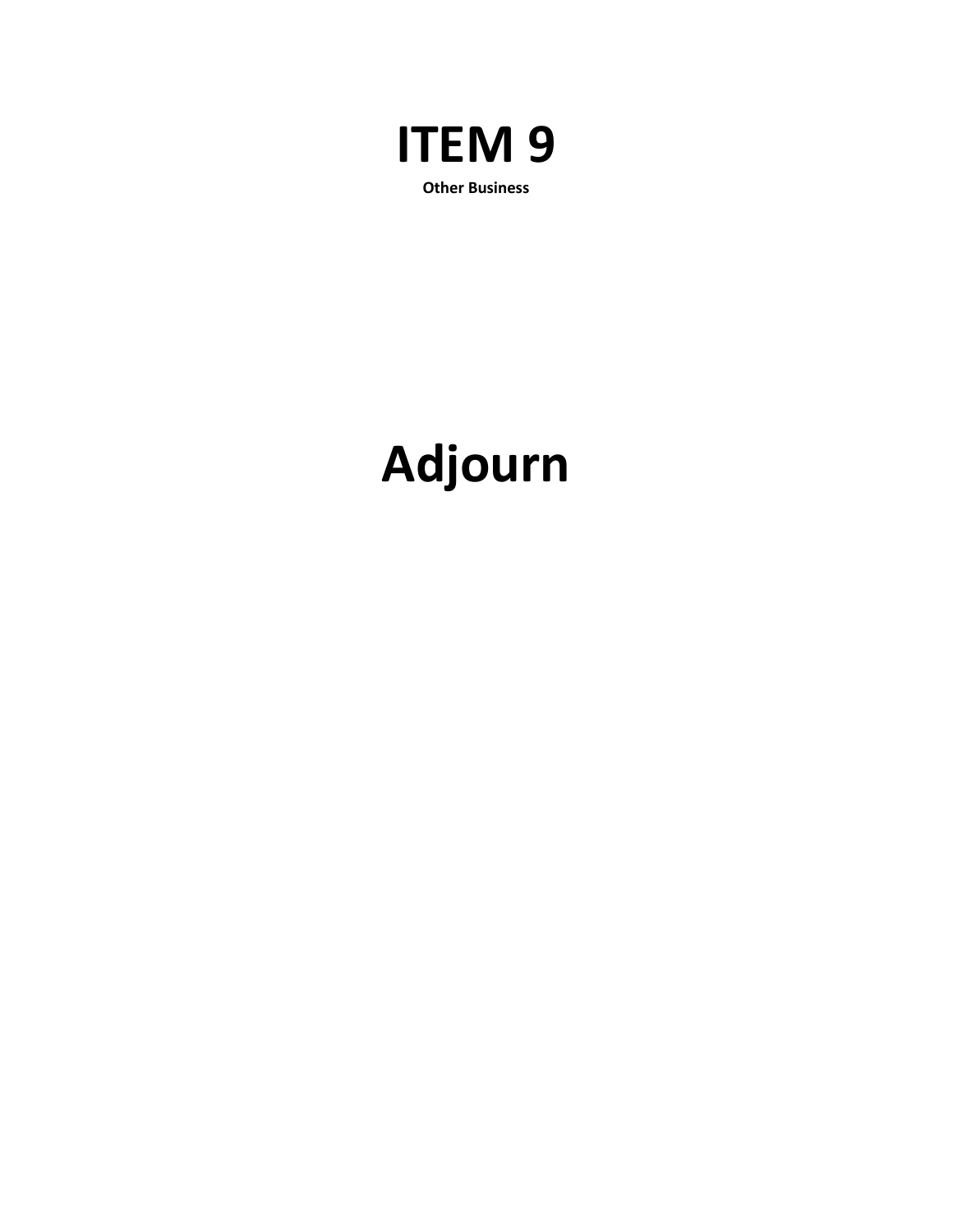# ITEM 9

**Other Business**

# Adjourn